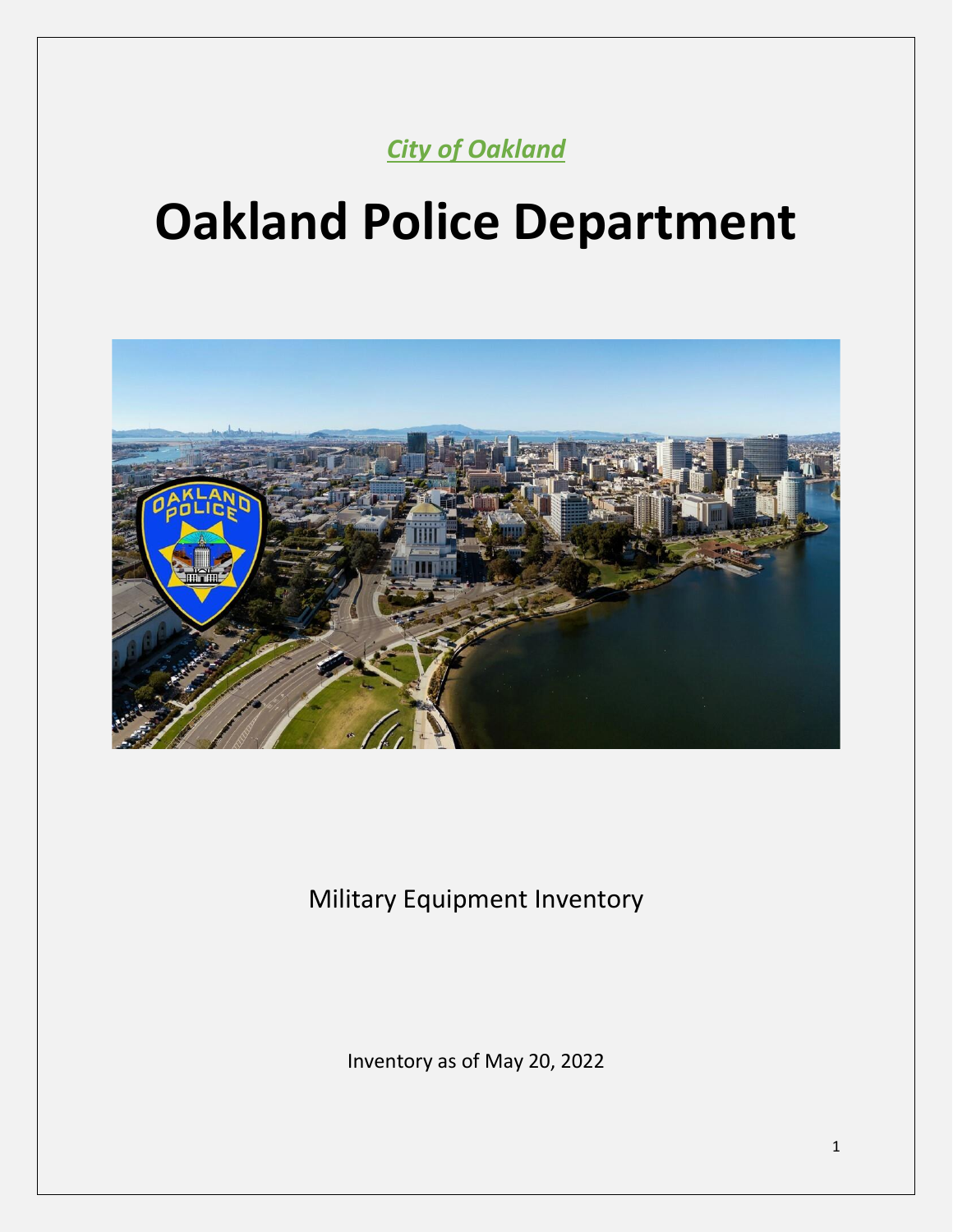*City of Oakland*

# Oakland Police Department

Military Equipment Inventory

Inventory as of May 20, 2022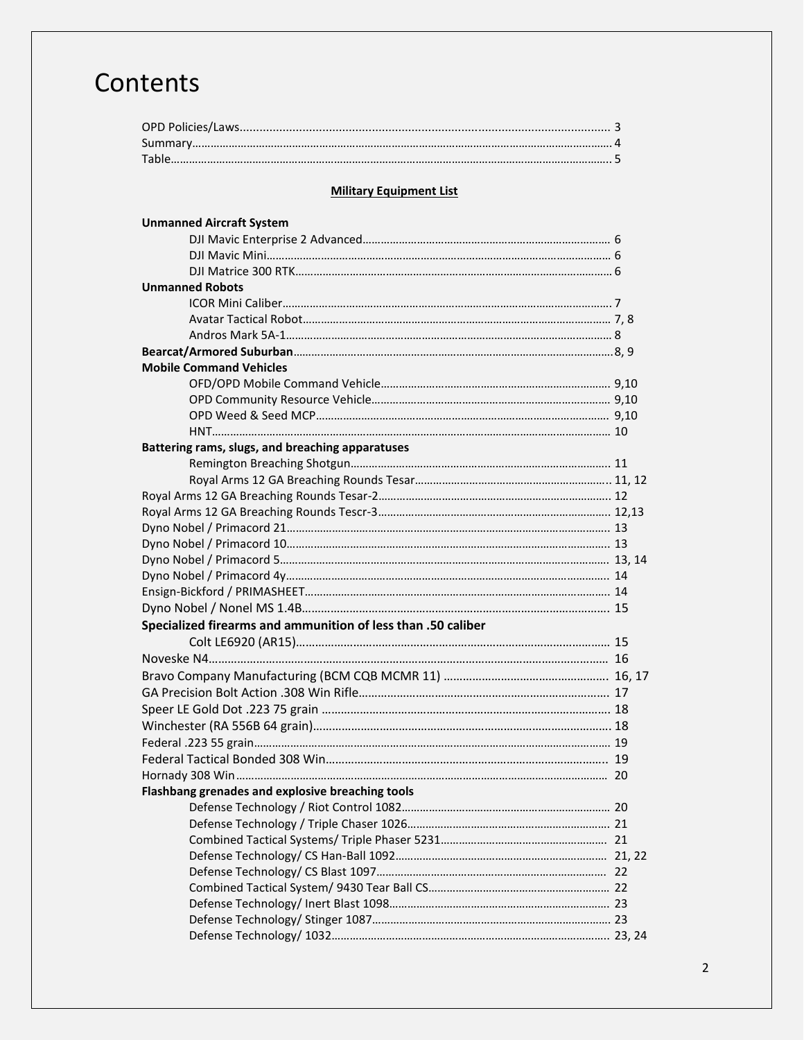# Contents

OPD Policies/Laws ............ 3
Summary ............ 4
Table ............ 5

**Military Equipment List**

**Unmanned Aircraft System**

- DJI Mavic Enterprise 2 Advanced ............ 6
- DJI Mavic Mini ............ 6
- DJI Matrice 300 RTK ............ 6

**Unmanned Robots**

- ICOR Mini Caliber ............ 7
- Avatar Tactical Robot ............ 7, 8
- Andros Mark 5A-1 ............ 8

**Bearcat/Armored Suburban** ............ 8, 9

**Mobile Command Vehicles**

- OFD/OPD Mobile Command Vehicle ............ 9,10
- OPD Community Resource Vehicle ............ 9,10
- OPD Weed & Seed MCP ............ 9,10
- HNT ............ 10

**Battering rams, slugs, and breaching apparatuses**

- Remington Breaching Shotgun ............ 11
- Royal Arms 12 GA Breaching Rounds Tesar ............ 11, 12

Royal Arms 12 GA Breaching Rounds Tesar-2 ............ 12
Royal Arms 12 GA Breaching Rounds Tescr-3 ............ 12,13
Dyno Nobel / Primacord 21 ............ 13
Dyno Nobel / Primacord 10 ............ 13
Dyno Nobel / Primacord 5 ............ 13, 14
Dyno Nobel / Primacord 4y ............ 14
Ensign-Bickford / PRIMASHEET ............ 14
Dyno Nobel / Nonel MS 1.4B ............ 15

**Specialized firearms and ammunition of less than .50 caliber**

- Colt LE6920 (AR15) ............ 15

Noveske N4 ............ 16
Bravo Company Manufacturing (BCM CQB MCMR 11) ............ 16, 17
GA Precision Bolt Action .308 Win Rifle ............ 17
Speer LE Gold Dot .223 75 grain ............ 18
Winchester (RA 556B 64 grain) ............ 18
Federal .223 55 grain ............ 19
Federal Tactical Bonded 308 Win ............ 19
Hornady 308 Win ............ 20

**Flashbang grenades and explosive breaching tools**

- Defense Technology / Riot Control 1082 ............ 20
- Defense Technology / Triple Chaser 1026 ............ 21
- Combined Tactical Systems/ Triple Phaser 5231 ............ 21
- Defense Technology/ CS Han-Ball 1092 ............ 21, 22
- Defense Technology/ CS Blast 1097 ............ 22
- Combined Tactical System/ 9430 Tear Ball CS ............ 22
- Defense Technology/ Inert Blast 1098 ............ 23
- Defense Technology/ Stinger 1087 ............ 23
- Defense Technology/ 1032 ............ 23, 24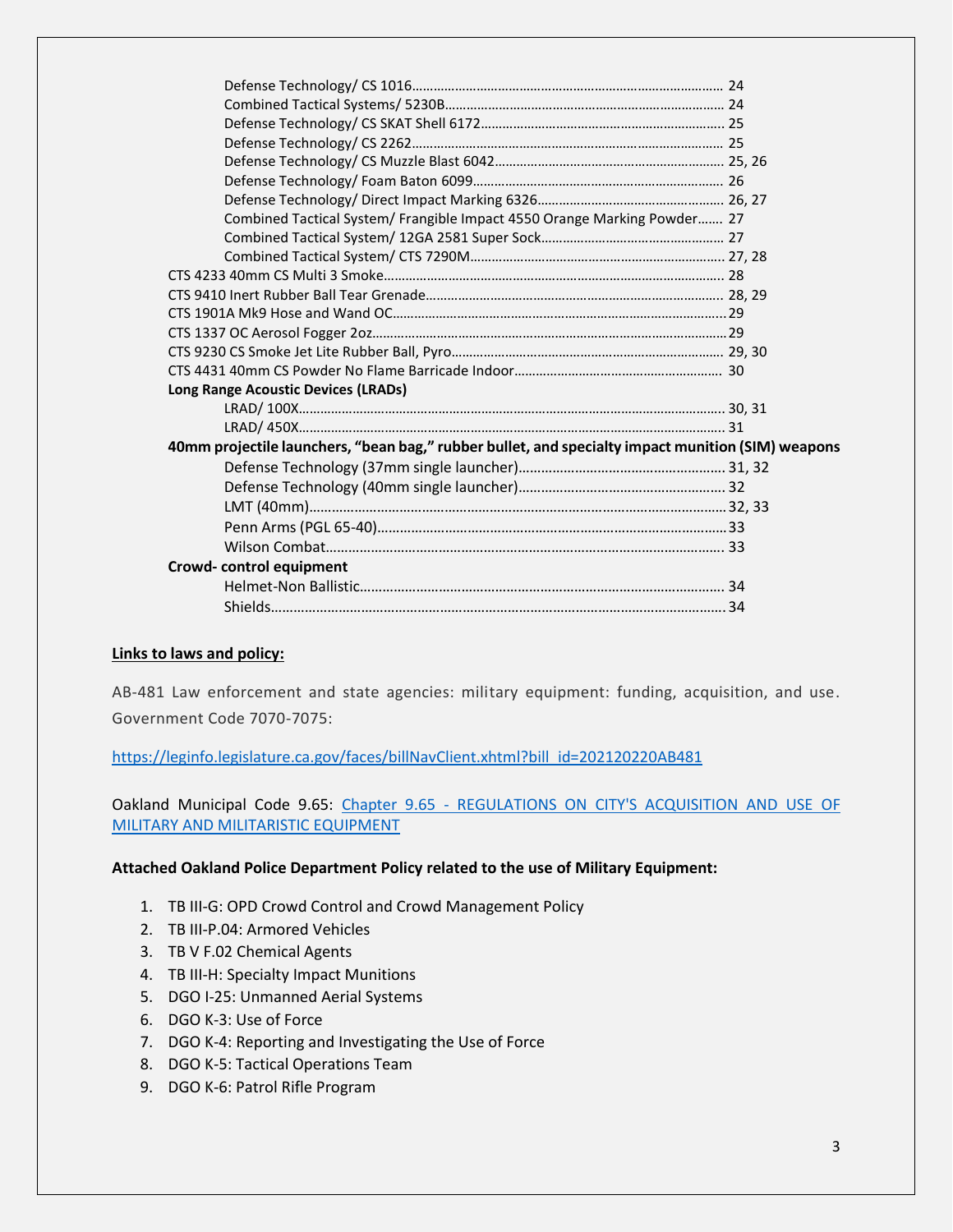- Defense Technology/ CS 1016……………………………………………………………………… 24
- Combined Tactical Systems/ 5230B……………………………………………………………… 24
- Defense Technology/ CS SKAT Shell 6172……………………………………………………… 25
- Defense Technology/ CS 2262……………………………………………………………………… 25
- Defense Technology/ CS Muzzle Blast 6042…………………………………………………… 25, 26
- Defense Technology/ Foam Baton 6099…………………………………………………………… 26
- Defense Technology/ Direct Impact Marking 6326…………………………………………… 26, 27
- Combined Tactical System/ Frangible Impact 4550 Orange Marking Powder……. 27
- Combined Tactical System/ 12GA 2581 Super Sock…………………………………………… 27
- Combined Tactical System/ CTS 7290M…………………………………………………………… 27, 28

CTS 4233 40mm CS Multi 3 Smoke…………………………………………………………………… 28
CTS 9410 Inert Rubber Ball Tear Grenade………………………………………………………… 28, 29
CTS 1901A Mk9 Hose and Wand OC………………………………………………………………… 29
CTS 1337 OC Aerosol Fogger 2oz……………………………………………………………………… 29
CTS 9230 CS Smoke Jet Lite Rubber Ball, Pyro…………………………………………………… 29, 30
CTS 4431 40mm CS Powder No Flame Barricade Indoor………………………………………… 30

**Long Range Acoustic Devices (LRADs)**

- LRAD/ 100X……………………………………………………………………………………………… 30, 31
- LRAD/ 450X……………………………………………………………………………………………… 31

**40mm projectile launchers, "bean bag," rubber bullet, and specialty impact munition (SIM) weapons**

- Defense Technology (37mm single launcher)…………………………………………………… 31, 32
- Defense Technology (40mm single launcher)…………………………………………………… 32
- LMT (40mm)……………………………………………………………………………………………… 32, 33
- Penn Arms (PGL 65-40)……………………………………………………………………………… 33
- Wilson Combat…………………………………………………………………………………………… 33

**Crowd- control equipment**

- Helmet-Non Ballistic…………………………………………………………………………………… 34
- Shields……………………………………………………………………………………………………… 34

**Links to laws and policy:**

AB-481 Law enforcement and state agencies: military equipment: funding, acquisition, and use. Government Code 7070-7075:

https://leginfo.legislature.ca.gov/faces/billNavClient.xhtml?bill_id=202120220AB481

Oakland Municipal Code 9.65: Chapter 9.65 - REGULATIONS ON CITY'S ACQUISITION AND USE OF MILITARY AND MILITARISTIC EQUIPMENT

**Attached Oakland Police Department Policy related to the use of Military Equipment:**

1. TB III-G: OPD Crowd Control and Crowd Management Policy
2. TB III-P.04: Armored Vehicles
3. TB V F.02 Chemical Agents
4. TB III-H: Specialty Impact Munitions
5. DGO I-25: Unmanned Aerial Systems
6. DGO K-3: Use of Force
7. DGO K-4: Reporting and Investigating the Use of Force
8. DGO K-5: Tactical Operations Team
9. DGO K-6: Patrol Rifle Program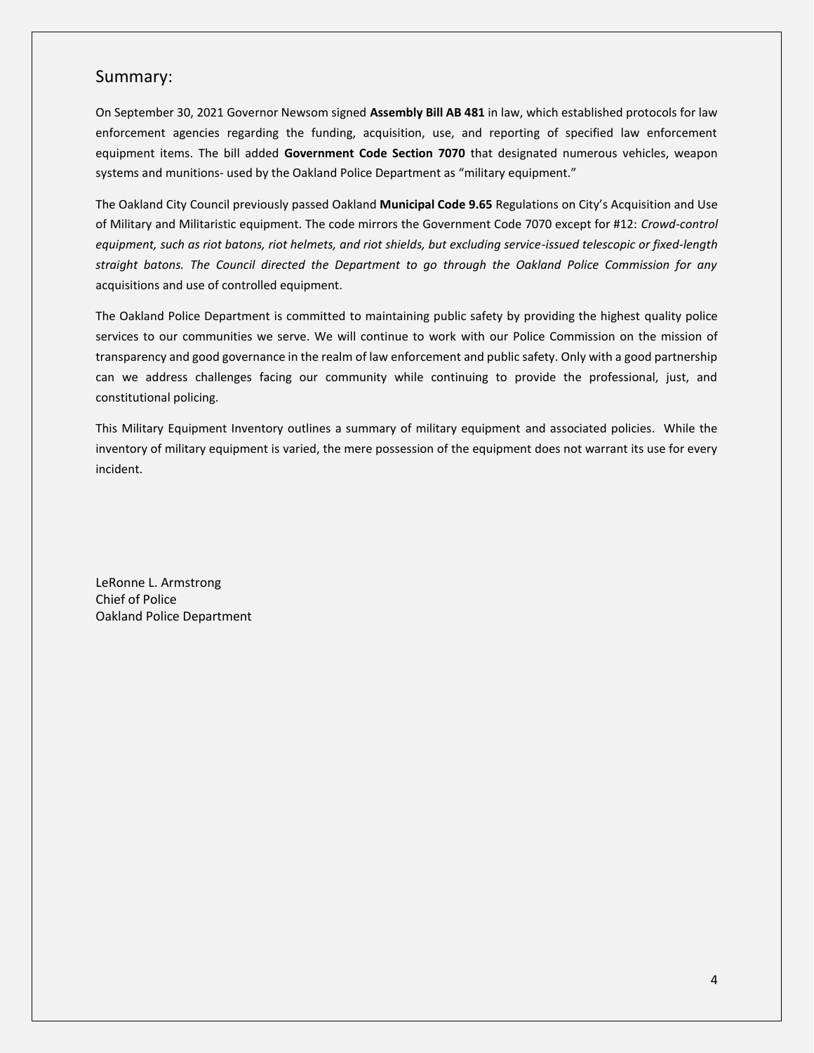## Summary:

On September 30, 2021 Governor Newsom signed **Assembly Bill AB 481** in law, which established protocols for law enforcement agencies regarding the funding, acquisition, use, and reporting of specified law enforcement equipment items. The bill added **Government Code Section 7070** that designated numerous vehicles, weapon systems and munitions- used by the Oakland Police Department as "military equipment."

The Oakland City Council previously passed Oakland **Municipal Code 9.65** Regulations on City's Acquisition and Use of Military and Militaristic equipment. The code mirrors the Government Code 7070 except for #12: *Crowd-control equipment, such as riot batons, riot helmets, and riot shields, but excluding service-issued telescopic or fixed-length straight batons. The Council directed the Department to go through the Oakland Police Commission for any* acquisitions and use of controlled equipment.

The Oakland Police Department is committed to maintaining public safety by providing the highest quality police services to our communities we serve. We will continue to work with our Police Commission on the mission of transparency and good governance in the realm of law enforcement and public safety. Only with a good partnership can we address challenges facing our community while continuing to provide the professional, just, and constitutional policing.

This Military Equipment Inventory outlines a summary of military equipment and associated policies. While the inventory of military equipment is varied, the mere possession of the equipment does not warrant its use for every incident.

LeRonne L. Armstrong
Chief of Police
Oakland Police Department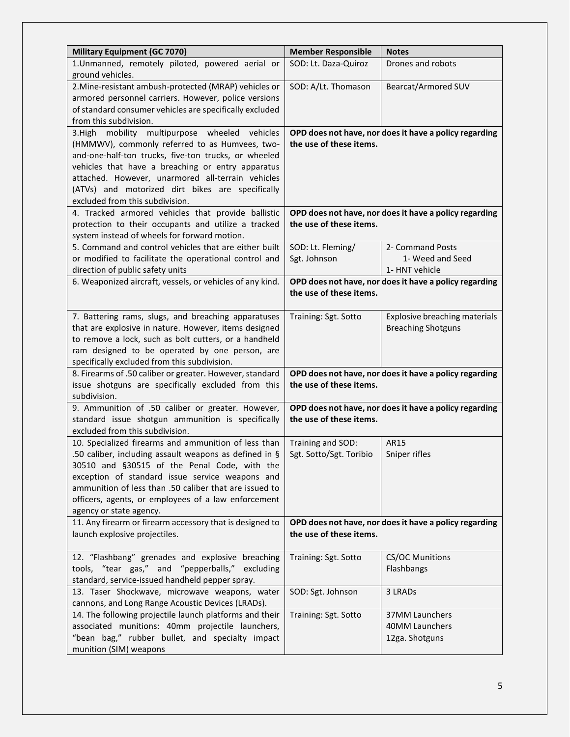| Military Equipment (GC 7070) | Member Responsible | Notes |
|---|---|---|
| 1.Unmanned, remotely piloted, powered aerial or ground vehicles. | SOD: Lt. Daza-Quiroz | Drones and robots |
| 2.Mine-resistant ambush-protected (MRAP) vehicles or armored personnel carriers. However, police versions of standard consumer vehicles are specifically excluded from this subdivision. | SOD: A/Lt. Thomason | Bearcat/Armored SUV |
| 3.High mobility multipurpose wheeled vehicles (HMMWV), commonly referred to as Humvees, two-and-one-half-ton trucks, five-ton trucks, or wheeled vehicles that have a breaching or entry apparatus attached. However, unarmored all-terrain vehicles (ATVs) and motorized dirt bikes are specifically excluded from this subdivision. | **OPD does not have, nor does it have a policy regarding the use of these items.** | |
| 4. Tracked armored vehicles that provide ballistic protection to their occupants and utilize a tracked system instead of wheels for forward motion. | **OPD does not have, nor does it have a policy regarding the use of these items.** | |
| 5. Command and control vehicles that are either built or modified to facilitate the operational control and direction of public safety units | SOD: Lt. Fleming/ Sgt. Johnson | 2- Command Posts<br>1- Weed and Seed<br>1- HNT vehicle |
| 6. Weaponized aircraft, vessels, or vehicles of any kind. | **OPD does not have, nor does it have a policy regarding the use of these items.** | |
| 7. Battering rams, slugs, and breaching apparatuses that are explosive in nature. However, items designed to remove a lock, such as bolt cutters, or a handheld ram designed to be operated by one person, are specifically excluded from this subdivision. | Training: Sgt. Sotto | Explosive breaching materials<br>Breaching Shotguns |
| 8. Firearms of .50 caliber or greater. However, standard issue shotguns are specifically excluded from this subdivision. | **OPD does not have, nor does it have a policy regarding the use of these items.** | |
| 9. Ammunition of .50 caliber or greater. However, standard issue shotgun ammunition is specifically excluded from this subdivision. | **OPD does not have, nor does it have a policy regarding the use of these items.** | |
| 10. Specialized firearms and ammunition of less than .50 caliber, including assault weapons as defined in § 30510 and §30515 of the Penal Code, with the exception of standard issue service weapons and ammunition of less than .50 caliber that are issued to officers, agents, or employees of a law enforcement agency or state agency. | Training and SOD: Sgt. Sotto/Sgt. Toribio | AR15<br>Sniper rifles |
| 11. Any firearm or firearm accessory that is designed to launch explosive projectiles. | **OPD does not have, nor does it have a policy regarding the use of these items.** | |
| 12. "Flashbang" grenades and explosive breaching tools, "tear gas," and "pepperballs," excluding standard, service-issued handheld pepper spray. | Training: Sgt. Sotto | CS/OC Munitions<br>Flashbangs |
| 13. Taser Shockwave, microwave weapons, water cannons, and Long Range Acoustic Devices (LRADs). | SOD: Sgt. Johnson | 3 LRADs |
| 14. The following projectile launch platforms and their associated munitions: 40mm projectile launchers, "bean bag," rubber bullet, and specialty impact munition (SIM) weapons | Training: Sgt. Sotto | 37MM Launchers<br>40MM Launchers<br>12ga. Shotguns |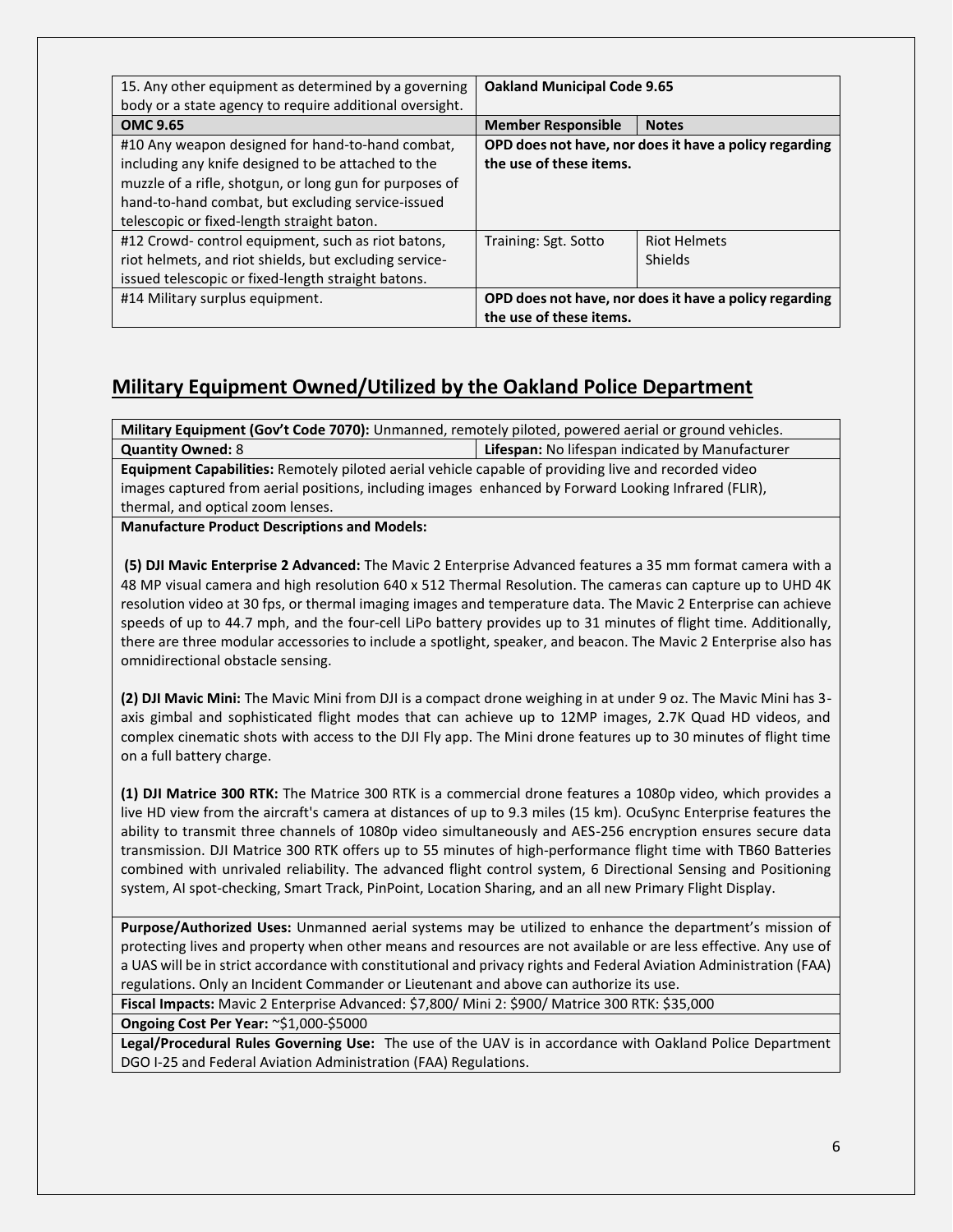| 15. Any other equipment as determined by a governing body or a state agency to require additional oversight. | **Oakland Municipal Code 9.65** | |
|---|---|---|
| **OMC 9.65** | **Member Responsible** | **Notes** |
| #10 Any weapon designed for hand-to-hand combat, including any knife designed to be attached to the muzzle of a rifle, shotgun, or long gun for purposes of hand-to-hand combat, but excluding service-issued telescopic or fixed-length straight baton. | **OPD does not have, nor does it have a policy regarding the use of these items.** | |
| #12 Crowd- control equipment, such as riot batons, riot helmets, and riot shields, but excluding service-issued telescopic or fixed-length straight batons. | Training: Sgt. Sotto | Riot Helmets<br>Shields |
| #14 Military surplus equipment. | **OPD does not have, nor does it have a policy regarding the use of these items.** | |

## Military Equipment Owned/Utilized by the Oakland Police Department

| **Military Equipment (Gov't Code 7070):** Unmanned, remotely piloted, powered aerial or ground vehicles. | |
|---|---|
| **Quantity Owned:** 8 | **Lifespan:** No lifespan indicated by Manufacturer |
| **Equipment Capabilities:** Remotely piloted aerial vehicle capable of providing live and recorded video images captured from aerial positions, including images enhanced by Forward Looking Infrared (FLIR), thermal, and optical zoom lenses. | |
| **Manufacture Product Descriptions and Models:**<br><br>**(5) DJI Mavic Enterprise 2 Advanced:** The Mavic 2 Enterprise Advanced features a 35 mm format camera with a 48 MP visual camera and high resolution 640 x 512 Thermal Resolution. The cameras can capture up to UHD 4K resolution video at 30 fps, or thermal imaging images and temperature data. The Mavic 2 Enterprise can achieve speeds of up to 44.7 mph, and the four-cell LiPo battery provides up to 31 minutes of flight time. Additionally, there are three modular accessories to include a spotlight, speaker, and beacon. The Mavic 2 Enterprise also has omnidirectional obstacle sensing.<br><br>**(2) DJI Mavic Mini:** The Mavic Mini from DJI is a compact drone weighing in at under 9 oz. The Mavic Mini has 3-axis gimbal and sophisticated flight modes that can achieve up to 12MP images, 2.7K Quad HD videos, and complex cinematic shots with access to the DJI Fly app. The Mini drone features up to 30 minutes of flight time on a full battery charge.<br><br>**(1) DJI Matrice 300 RTK:** The Matrice 300 RTK is a commercial drone features a 1080p video, which provides a live HD view from the aircraft's camera at distances of up to 9.3 miles (15 km). OcuSync Enterprise features the ability to transmit three channels of 1080p video simultaneously and AES-256 encryption ensures secure data transmission. DJI Matrice 300 RTK offers up to 55 minutes of high-performance flight time with TB60 Batteries combined with unrivaled reliability. The advanced flight control system, 6 Directional Sensing and Positioning system, AI spot-checking, Smart Track, PinPoint, Location Sharing, and an all new Primary Flight Display. | |
| **Purpose/Authorized Uses:** Unmanned aerial systems may be utilized to enhance the department's mission of protecting lives and property when other means and resources are not available or are less effective. Any use of a UAS will be in strict accordance with constitutional and privacy rights and Federal Aviation Administration (FAA) regulations. Only an Incident Commander or Lieutenant and above can authorize its use. | |
| **Fiscal Impacts:** Mavic 2 Enterprise Advanced: $7,800/ Mini 2: $900/ Matrice 300 RTK: $35,000 | |
| **Ongoing Cost Per Year:** ~$1,000-$5000 | |
| **Legal/Procedural Rules Governing Use:** The use of the UAV is in accordance with Oakland Police Department DGO I-25 and Federal Aviation Administration (FAA) Regulations. | |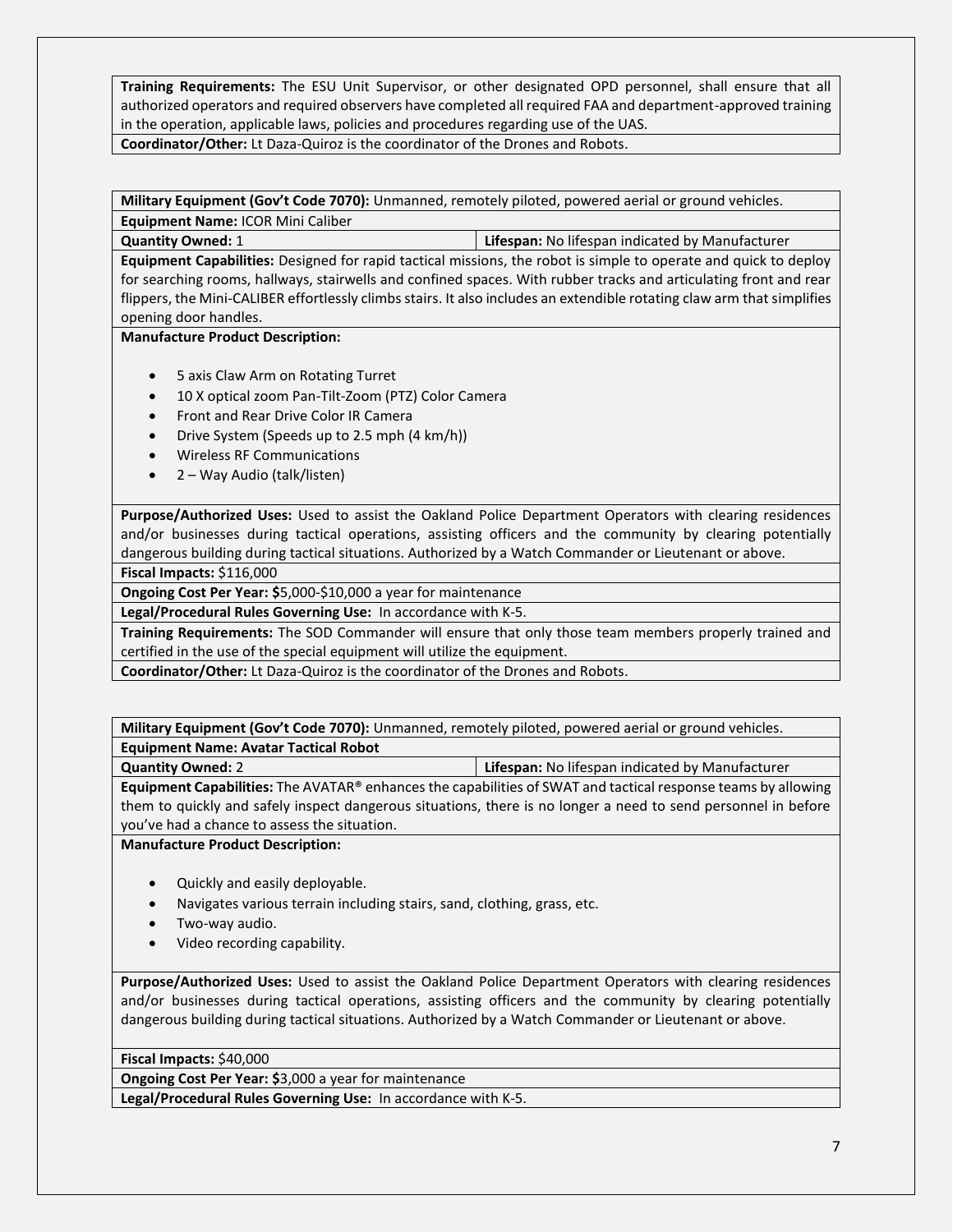| | |
|---|---|
| **Training Requirements:** The ESU Unit Supervisor, or other designated OPD personnel, shall ensure that all authorized operators and required observers have completed all required FAA and department-approved training in the operation, applicable laws, policies and procedures regarding use of the UAS. | |
| **Coordinator/Other:** Lt Daza-Quiroz is the coordinator of the Drones and Robots. | |

| | |
|---|---|
| **Military Equipment (Gov't Code 7070):** Unmanned, remotely piloted, powered aerial or ground vehicles. | |
| **Equipment Name:** ICOR Mini Caliber | |
| **Quantity Owned:** 1 | **Lifespan:** No lifespan indicated by Manufacturer |
| **Equipment Capabilities:** Designed for rapid tactical missions, the robot is simple to operate and quick to deploy for searching rooms, hallways, stairwells and confined spaces. With rubber tracks and articulating front and rear flippers, the Mini-CALIBER effortlessly climbs stairs. It also includes an extendible rotating claw arm that simplifies opening door handles. | |
| **Manufacture Product Description:**<br><br>• 5 axis Claw Arm on Rotating Turret<br>• 10 X optical zoom Pan-Tilt-Zoom (PTZ) Color Camera<br>• Front and Rear Drive Color IR Camera<br>• Drive System (Speeds up to 2.5 mph (4 km/h))<br>• Wireless RF Communications<br>• 2 – Way Audio (talk/listen) | |
| **Purpose/Authorized Uses:** Used to assist the Oakland Police Department Operators with clearing residences and/or businesses during tactical operations, assisting officers and the community by clearing potentially dangerous building during tactical situations. Authorized by a Watch Commander or Lieutenant or above. | |
| **Fiscal Impacts:** $116,000 | |
| **Ongoing Cost Per Year:** $5,000-$10,000 a year for maintenance | |
| **Legal/Procedural Rules Governing Use:** In accordance with K-5. | |
| **Training Requirements:** The SOD Commander will ensure that only those team members properly trained and certified in the use of the special equipment will utilize the equipment. | |
| **Coordinator/Other:** Lt Daza-Quiroz is the coordinator of the Drones and Robots. | |

| | |
|---|---|
| **Military Equipment (Gov't Code 7070):** Unmanned, remotely piloted, powered aerial or ground vehicles. | |
| **Equipment Name: Avatar Tactical Robot** | |
| **Quantity Owned:** 2 | **Lifespan:** No lifespan indicated by Manufacturer |
| **Equipment Capabilities:** The AVATAR® enhances the capabilities of SWAT and tactical response teams by allowing them to quickly and safely inspect dangerous situations, there is no longer a need to send personnel in before you've had a chance to assess the situation. | |
| **Manufacture Product Description:**<br><br>• Quickly and easily deployable.<br>• Navigates various terrain including stairs, sand, clothing, grass, etc.<br>• Two-way audio.<br>• Video recording capability. | |
| **Purpose/Authorized Uses:** Used to assist the Oakland Police Department Operators with clearing residences and/or businesses during tactical operations, assisting officers and the community by clearing potentially dangerous building during tactical situations. Authorized by a Watch Commander or Lieutenant or above. | |
| **Fiscal Impacts:** $40,000 | |
| **Ongoing Cost Per Year:** $3,000 a year for maintenance | |
| **Legal/Procedural Rules Governing Use:** In accordance with K-5. | |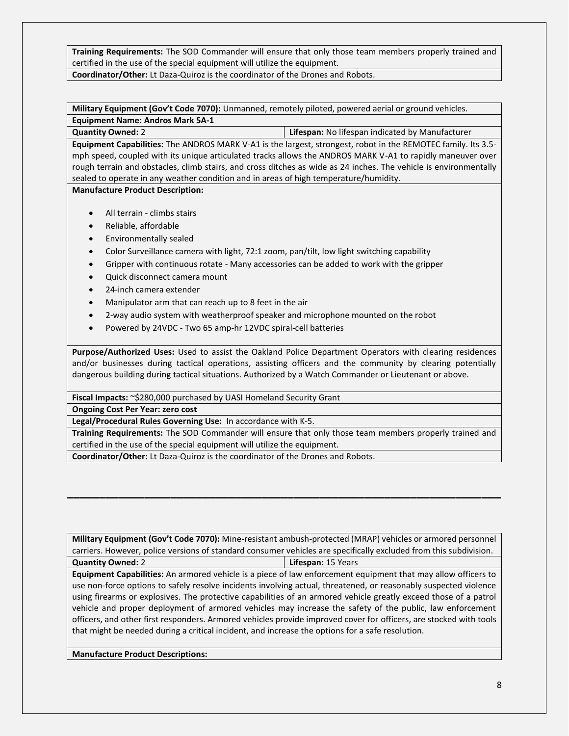**Training Requirements:** The SOD Commander will ensure that only those team members properly trained and certified in the use of the special equipment will utilize the equipment.

**Coordinator/Other:** Lt Daza-Quiroz is the coordinator of the Drones and Robots.

---

**Military Equipment (Gov't Code 7070):** Unmanned, remotely piloted, powered aerial or ground vehicles.

**Equipment Name: Andros Mark 5A-1**

| **Quantity Owned:** 2 | **Lifespan:** No lifespan indicated by Manufacturer |
|---|---|

**Equipment Capabilities:** The ANDROS MARK V-A1 is the largest, strongest, robot in the REMOTEC family. Its 3.5-mph speed, coupled with its unique articulated tracks allows the ANDROS MARK V-A1 to rapidly maneuver over rough terrain and obstacles, climb stairs, and cross ditches as wide as 24 inches. The vehicle is environmentally sealed to operate in any weather condition and in areas of high temperature/humidity.

**Manufacture Product Description:**

- All terrain - climbs stairs
- Reliable, affordable
- Environmentally sealed
- Color Surveillance camera with light, 72:1 zoom, pan/tilt, low light switching capability
- Gripper with continuous rotate - Many accessories can be added to work with the gripper
- Quick disconnect camera mount
- 24-inch camera extender
- Manipulator arm that can reach up to 8 feet in the air
- 2-way audio system with weatherproof speaker and microphone mounted on the robot
- Powered by 24VDC - Two 65 amp-hr 12VDC spiral-cell batteries

**Purpose/Authorized Uses:** Used to assist the Oakland Police Department Operators with clearing residences and/or businesses during tactical operations, assisting officers and the community by clearing potentially dangerous building during tactical situations. Authorized by a Watch Commander or Lieutenant or above.

**Fiscal Impacts:** ~$280,000 purchased by UASI Homeland Security Grant

**Ongoing Cost Per Year: zero cost**

**Legal/Procedural Rules Governing Use:** In accordance with K-5.

**Training Requirements:** The SOD Commander will ensure that only those team members properly trained and certified in the use of the special equipment will utilize the equipment.

**Coordinator/Other:** Lt Daza-Quiroz is the coordinator of the Drones and Robots.

---

**Military Equipment (Gov't Code 7070):** Mine-resistant ambush-protected (MRAP) vehicles or armored personnel carriers. However, police versions of standard consumer vehicles are specifically excluded from this subdivision.

| **Quantity Owned:** 2 | **Lifespan:** 15 Years |
|---|---|

**Equipment Capabilities:** An armored vehicle is a piece of law enforcement equipment that may allow officers to use non-force options to safely resolve incidents involving actual, threatened, or reasonably suspected violence using firearms or explosives. The protective capabilities of an armored vehicle greatly exceed those of a patrol vehicle and proper deployment of armored vehicles may increase the safety of the public, law enforcement officers, and other first responders. Armored vehicles provide improved cover for officers, are stocked with tools that might be needed during a critical incident, and increase the options for a safe resolution.

**Manufacture Product Descriptions:**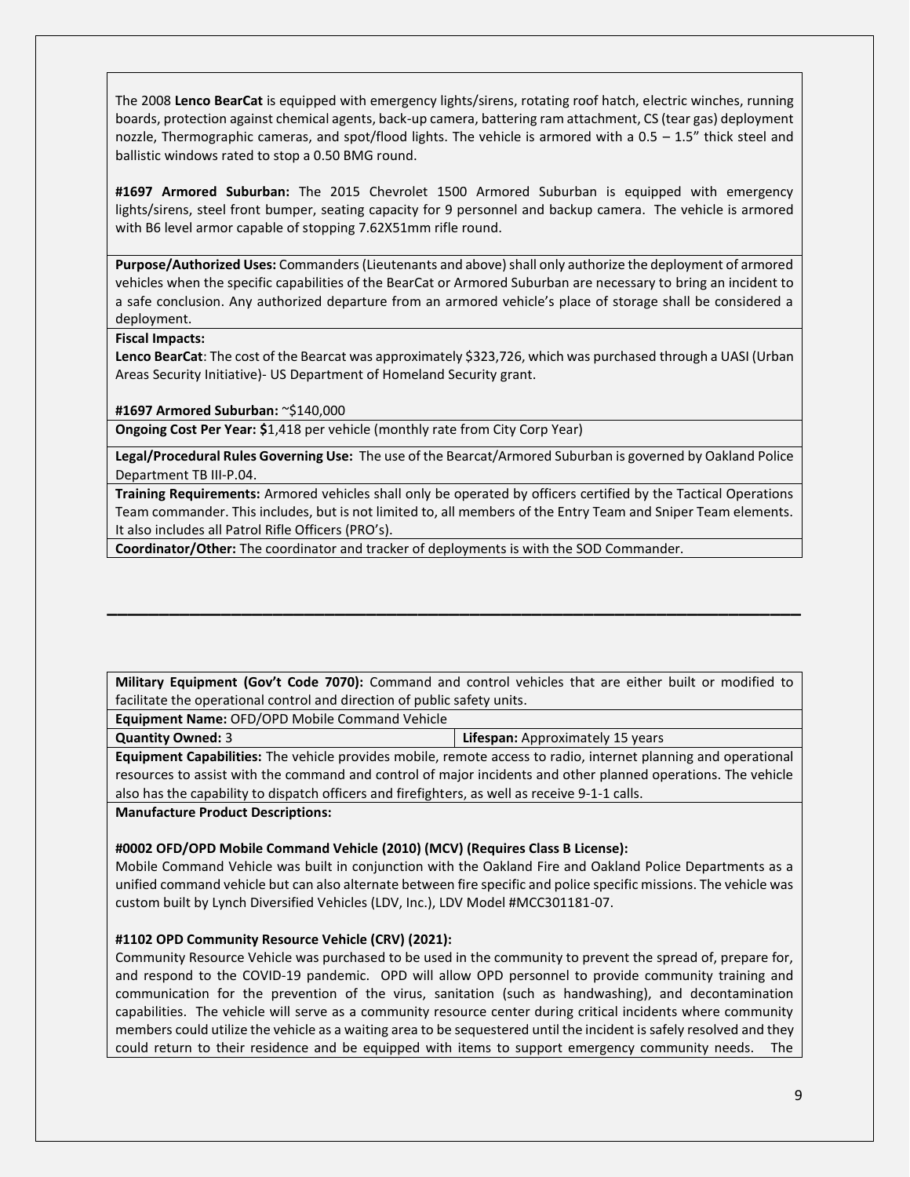The 2008 **Lenco BearCat** is equipped with emergency lights/sirens, rotating roof hatch, electric winches, running boards, protection against chemical agents, back-up camera, battering ram attachment, CS (tear gas) deployment nozzle, Thermographic cameras, and spot/flood lights. The vehicle is armored with a 0.5 – 1.5" thick steel and ballistic windows rated to stop a 0.50 BMG round.

**#1697 Armored Suburban:** The 2015 Chevrolet 1500 Armored Suburban is equipped with emergency lights/sirens, steel front bumper, seating capacity for 9 personnel and backup camera. The vehicle is armored with B6 level armor capable of stopping 7.62X51mm rifle round.

**Purpose/Authorized Uses:** Commanders (Lieutenants and above) shall only authorize the deployment of armored vehicles when the specific capabilities of the BearCat or Armored Suburban are necessary to bring an incident to a safe conclusion. Any authorized departure from an armored vehicle's place of storage shall be considered a deployment.

**Fiscal Impacts:**

**Lenco BearCat**: The cost of the Bearcat was approximately $323,726, which was purchased through a UASI (Urban Areas Security Initiative)- US Department of Homeland Security grant.

**#1697 Armored Suburban:** ~$140,000

**Ongoing Cost Per Year: $**1,418 per vehicle (monthly rate from City Corp Year)

**Legal/Procedural Rules Governing Use:** The use of the Bearcat/Armored Suburban is governed by Oakland Police Department TB III-P.04.

**Training Requirements:** Armored vehicles shall only be operated by officers certified by the Tactical Operations Team commander. This includes, but is not limited to, all members of the Entry Team and Sniper Team elements. It also includes all Patrol Rifle Officers (PRO's).

**Coordinator/Other:** The coordinator and tracker of deployments is with the SOD Commander.

---

**Military Equipment (Gov't Code 7070):** Command and control vehicles that are either built or modified to facilitate the operational control and direction of public safety units.

**Equipment Name:** OFD/OPD Mobile Command Vehicle

| **Quantity Owned:** 3 | **Lifespan:** Approximately 15 years |
|---|---|

**Equipment Capabilities:** The vehicle provides mobile, remote access to radio, internet planning and operational resources to assist with the command and control of major incidents and other planned operations. The vehicle also has the capability to dispatch officers and firefighters, as well as receive 9-1-1 calls.

**Manufacture Product Descriptions:**

**#0002 OFD/OPD Mobile Command Vehicle (2010) (MCV) (Requires Class B License):**
Mobile Command Vehicle was built in conjunction with the Oakland Fire and Oakland Police Departments as a unified command vehicle but can also alternate between fire specific and police specific missions. The vehicle was custom built by Lynch Diversified Vehicles (LDV, Inc.), LDV Model #MCC301181-07.

**#1102 OPD Community Resource Vehicle (CRV) (2021):**
Community Resource Vehicle was purchased to be used in the community to prevent the spread of, prepare for, and respond to the COVID-19 pandemic. OPD will allow OPD personnel to provide community training and communication for the prevention of the virus, sanitation (such as handwashing), and decontamination capabilities. The vehicle will serve as a community resource center during critical incidents where community members could utilize the vehicle as a waiting area to be sequestered until the incident is safely resolved and they could return to their residence and be equipped with items to support emergency community needs. The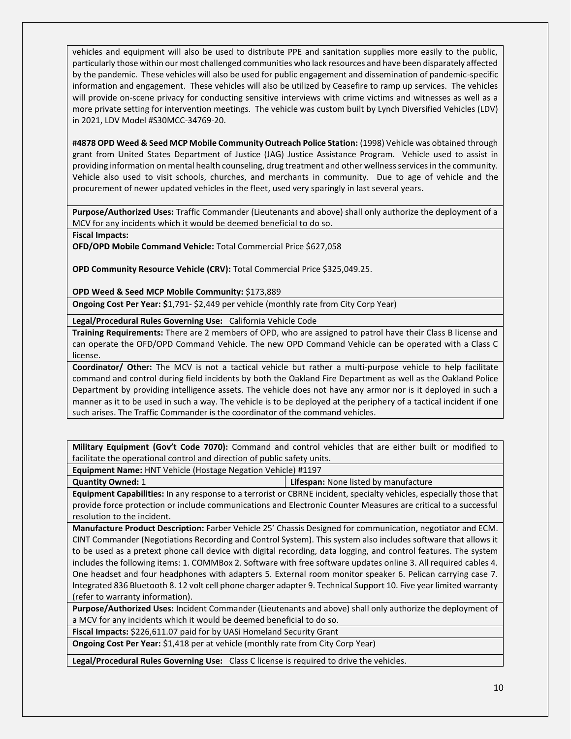vehicles and equipment will also be used to distribute PPE and sanitation supplies more easily to the public, particularly those within our most challenged communities who lack resources and have been disparately affected by the pandemic. These vehicles will also be used for public engagement and dissemination of pandemic-specific information and engagement. These vehicles will also be utilized by Ceasefire to ramp up services. The vehicles will provide on-scene privacy for conducting sensitive interviews with crime victims and witnesses as well as a more private setting for intervention meetings. The vehicle was custom built by Lynch Diversified Vehicles (LDV) in 2021, LDV Model #S30MCC-34769-20.

**#4878 OPD Weed & Seed MCP Mobile Community Outreach Police Station:** (1998) Vehicle was obtained through grant from United States Department of Justice (JAG) Justice Assistance Program. Vehicle used to assist in providing information on mental health counseling, drug treatment and other wellness services in the community. Vehicle also used to visit schools, churches, and merchants in community. Due to age of vehicle and the procurement of newer updated vehicles in the fleet, used very sparingly in last several years.

**Purpose/Authorized Uses:** Traffic Commander (Lieutenants and above) shall only authorize the deployment of a MCV for any incidents which it would be deemed beneficial to do so.

**Fiscal Impacts:**

**OFD/OPD Mobile Command Vehicle:** Total Commercial Price $627,058

**OPD Community Resource Vehicle (CRV):** Total Commercial Price $325,049.25.

**OPD Weed & Seed MCP Mobile Community:** $173,889

**Ongoing Cost Per Year: $**1,791- $2,449 per vehicle (monthly rate from City Corp Year)

**Legal/Procedural Rules Governing Use:** California Vehicle Code

**Training Requirements:** There are 2 members of OPD, who are assigned to patrol have their Class B license and can operate the OFD/OPD Command Vehicle. The new OPD Command Vehicle can be operated with a Class C license.

**Coordinator/ Other:** The MCV is not a tactical vehicle but rather a multi-purpose vehicle to help facilitate command and control during field incidents by both the Oakland Fire Department as well as the Oakland Police Department by providing intelligence assets. The vehicle does not have any armor nor is it deployed in such a manner as it to be used in such a way. The vehicle is to be deployed at the periphery of a tactical incident if one such arises. The Traffic Commander is the coordinator of the command vehicles.

| **Military Equipment (Gov't Code 7070):** Command and control vehicles that are either built or modified to facilitate the operational control and direction of public safety units. | |
|---|---|
| **Equipment Name:** HNT Vehicle (Hostage Negation Vehicle) #1197 | |
| **Quantity Owned:** 1 | **Lifespan:** None listed by manufacture |
| **Equipment Capabilities:** In any response to a terrorist or CBRNE incident, specialty vehicles, especially those that provide force protection or include communications and Electronic Counter Measures are critical to a successful resolution to the incident. | |
| **Manufacture Product Description:** Farber Vehicle 25' Chassis Designed for communication, negotiator and ECM. CINT Commander (Negotiations Recording and Control System). This system also includes software that allows it to be used as a pretext phone call device with digital recording, data logging, and control features. The system includes the following items: 1. COMMBox 2. Software with free software updates online 3. All required cables 4. One headset and four headphones with adapters 5. External room monitor speaker 6. Pelican carrying case 7. Integrated 836 Bluetooth 8. 12 volt cell phone charger adapter 9. Technical Support 10. Five year limited warranty (refer to warranty information). | |
| **Purpose/Authorized Uses:** Incident Commander (Lieutenants and above) shall only authorize the deployment of a MCV for any incidents which it would be deemed beneficial to do so. | |
| **Fiscal Impacts:** $226,611.07 paid for by UASi Homeland Security Grant | |
| **Ongoing Cost Per Year:** $1,418 per at vehicle (monthly rate from City Corp Year) | |
| **Legal/Procedural Rules Governing Use:** Class C license is required to drive the vehicles. | |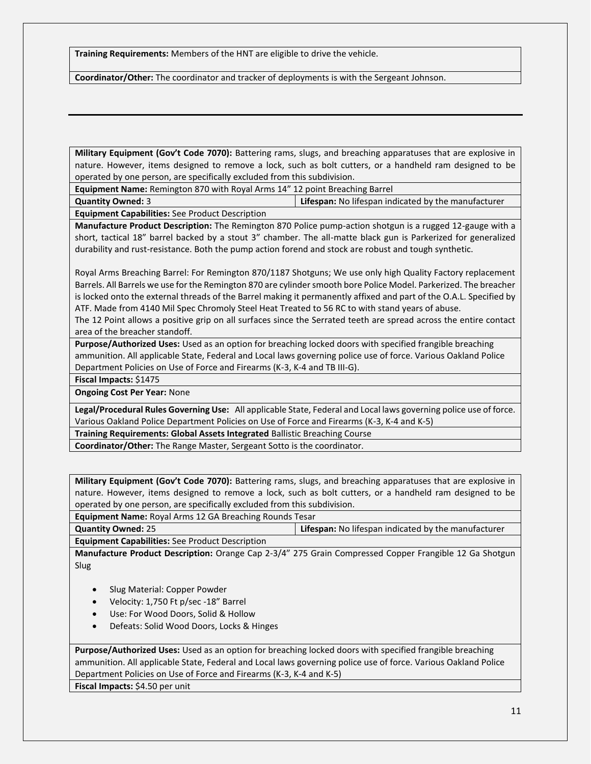**Training Requirements:** Members of the HNT are eligible to drive the vehicle.

**Coordinator/Other:** The coordinator and tracker of deployments is with the Sergeant Johnson.

---

**Military Equipment (Gov't Code 7070):** Battering rams, slugs, and breaching apparatuses that are explosive in nature. However, items designed to remove a lock, such as bolt cutters, or a handheld ram designed to be operated by one person, are specifically excluded from this subdivision.

**Equipment Name:** Remington 870 with Royal Arms 14" 12 point Breaching Barrel

| **Quantity Owned:** 3 | **Lifespan:** No lifespan indicated by the manufacturer |
| --- | --- |

**Equipment Capabilities:** See Product Description

**Manufacture Product Description:** The Remington 870 Police pump-action shotgun is a rugged 12-gauge with a short, tactical 18" barrel backed by a stout 3" chamber. The all-matte black gun is Parkerized for generalized durability and rust-resistance. Both the pump action forend and stock are robust and tough synthetic.

Royal Arms Breaching Barrel: For Remington 870/1187 Shotguns; We use only high Quality Factory replacement Barrels. All Barrels we use for the Remington 870 are cylinder smooth bore Police Model. Parkerized. The breacher is locked onto the external threads of the Barrel making it permanently affixed and part of the O.A.L. Specified by ATF. Made from 4140 Mil Spec Chromoly Steel Heat Treated to 56 RC to with stand years of abuse.
The 12 Point allows a positive grip on all surfaces since the Serrated teeth are spread across the entire contact area of the breacher standoff.

**Purpose/Authorized Uses:** Used as an option for breaching locked doors with specified frangible breaching ammunition. All applicable State, Federal and Local laws governing police use of force. Various Oakland Police Department Policies on Use of Force and Firearms (K-3, K-4 and TB III-G).

**Fiscal Impacts:** $1475

**Ongoing Cost Per Year:** None

**Legal/Procedural Rules Governing Use:** All applicable State, Federal and Local laws governing police use of force. Various Oakland Police Department Policies on Use of Force and Firearms (K-3, K-4 and K-5)

**Training Requirements: Global Assets Integrated** Ballistic Breaching Course

**Coordinator/Other:** The Range Master, Sergeant Sotto is the coordinator.

---

**Military Equipment (Gov't Code 7070):** Battering rams, slugs, and breaching apparatuses that are explosive in nature. However, items designed to remove a lock, such as bolt cutters, or a handheld ram designed to be operated by one person, are specifically excluded from this subdivision.

**Equipment Name:** Royal Arms 12 GA Breaching Rounds Tesar

| **Quantity Owned:** 25 | **Lifespan:** No lifespan indicated by the manufacturer |
| --- | --- |

**Equipment Capabilities:** See Product Description

**Manufacture Product Description:** Orange Cap 2-3/4" 275 Grain Compressed Copper Frangible 12 Ga Shotgun Slug

- Slug Material: Copper Powder
- Velocity: 1,750 Ft p/sec -18" Barrel
- Use: For Wood Doors, Solid & Hollow
- Defeats: Solid Wood Doors, Locks & Hinges

**Purpose/Authorized Uses:** Used as an option for breaching locked doors with specified frangible breaching ammunition. All applicable State, Federal and Local laws governing police use of force. Various Oakland Police Department Policies on Use of Force and Firearms (K-3, K-4 and K-5)

**Fiscal Impacts:** $4.50 per unit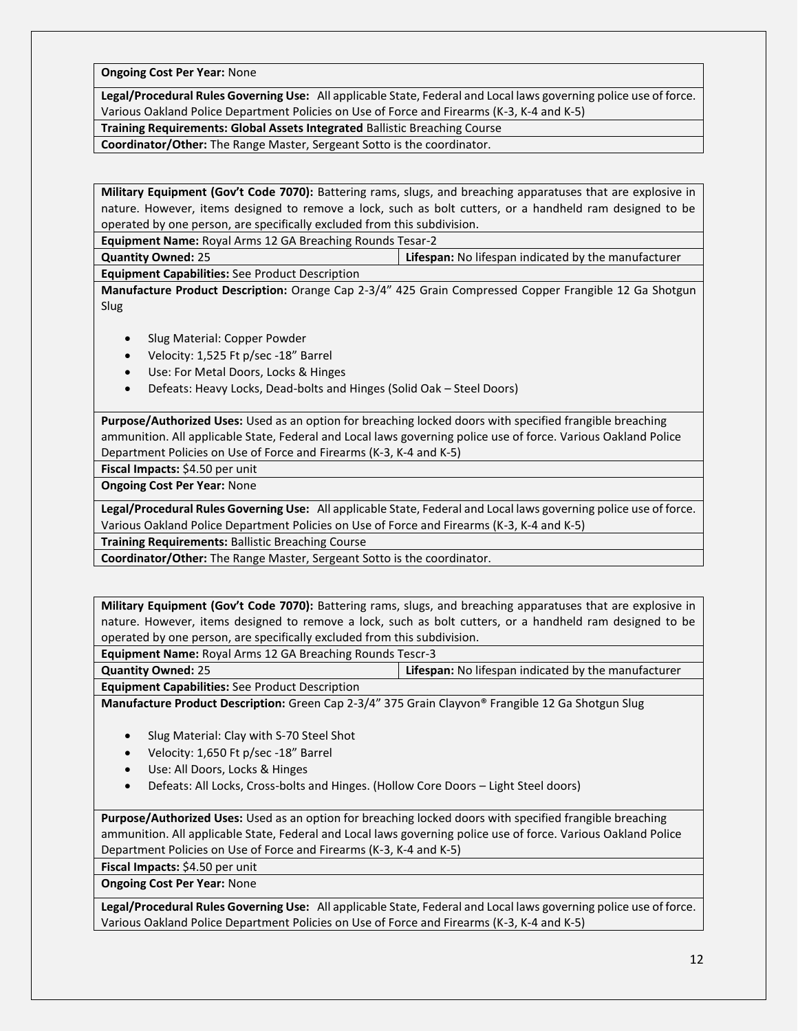| | |
|---|---|
| **Ongoing Cost Per Year:** None | |
| **Legal/Procedural Rules Governing Use:** All applicable State, Federal and Local laws governing police use of force. Various Oakland Police Department Policies on Use of Force and Firearms (K-3, K-4 and K-5) | |
| **Training Requirements: Global Assets Integrated** Ballistic Breaching Course | |
| **Coordinator/Other:** The Range Master, Sergeant Sotto is the coordinator. | |

| | |
|---|---|
| **Military Equipment (Gov't Code 7070):** Battering rams, slugs, and breaching apparatuses that are explosive in nature. However, items designed to remove a lock, such as bolt cutters, or a handheld ram designed to be operated by one person, are specifically excluded from this subdivision. | |
| **Equipment Name:** Royal Arms 12 GA Breaching Rounds Tesar-2 | |
| **Quantity Owned:** 25 | **Lifespan:** No lifespan indicated by the manufacturer |
| **Equipment Capabilities:** See Product Description | |
| **Manufacture Product Description:** Orange Cap 2-3/4" 425 Grain Compressed Copper Frangible 12 Ga Shotgun Slug<br><br>• Slug Material: Copper Powder<br>• Velocity: 1,525 Ft p/sec -18" Barrel<br>• Use: For Metal Doors, Locks & Hinges<br>• Defeats: Heavy Locks, Dead-bolts and Hinges (Solid Oak – Steel Doors) | |
| **Purpose/Authorized Uses:** Used as an option for breaching locked doors with specified frangible breaching ammunition. All applicable State, Federal and Local laws governing police use of force. Various Oakland Police Department Policies on Use of Force and Firearms (K-3, K-4 and K-5) | |
| **Fiscal Impacts:** $4.50 per unit | |
| **Ongoing Cost Per Year:** None | |
| **Legal/Procedural Rules Governing Use:** All applicable State, Federal and Local laws governing police use of force. Various Oakland Police Department Policies on Use of Force and Firearms (K-3, K-4 and K-5) | |
| **Training Requirements:** Ballistic Breaching Course | |
| **Coordinator/Other:** The Range Master, Sergeant Sotto is the coordinator. | |

| | |
|---|---|
| **Military Equipment (Gov't Code 7070):** Battering rams, slugs, and breaching apparatuses that are explosive in nature. However, items designed to remove a lock, such as bolt cutters, or a handheld ram designed to be operated by one person, are specifically excluded from this subdivision. | |
| **Equipment Name:** Royal Arms 12 GA Breaching Rounds Tescr-3 | |
| **Quantity Owned:** 25 | **Lifespan:** No lifespan indicated by the manufacturer |
| **Equipment Capabilities:** See Product Description | |
| **Manufacture Product Description:** Green Cap 2-3/4" 375 Grain Clayvon® Frangible 12 Ga Shotgun Slug<br><br>• Slug Material: Clay with S-70 Steel Shot<br>• Velocity: 1,650 Ft p/sec -18" Barrel<br>• Use: All Doors, Locks & Hinges<br>• Defeats: All Locks, Cross-bolts and Hinges. (Hollow Core Doors – Light Steel doors) | |
| **Purpose/Authorized Uses:** Used as an option for breaching locked doors with specified frangible breaching ammunition. All applicable State, Federal and Local laws governing police use of force. Various Oakland Police Department Policies on Use of Force and Firearms (K-3, K-4 and K-5) | |
| **Fiscal Impacts:** $4.50 per unit | |
| **Ongoing Cost Per Year:** None | |
| **Legal/Procedural Rules Governing Use:** All applicable State, Federal and Local laws governing police use of force. Various Oakland Police Department Policies on Use of Force and Firearms (K-3, K-4 and K-5) | |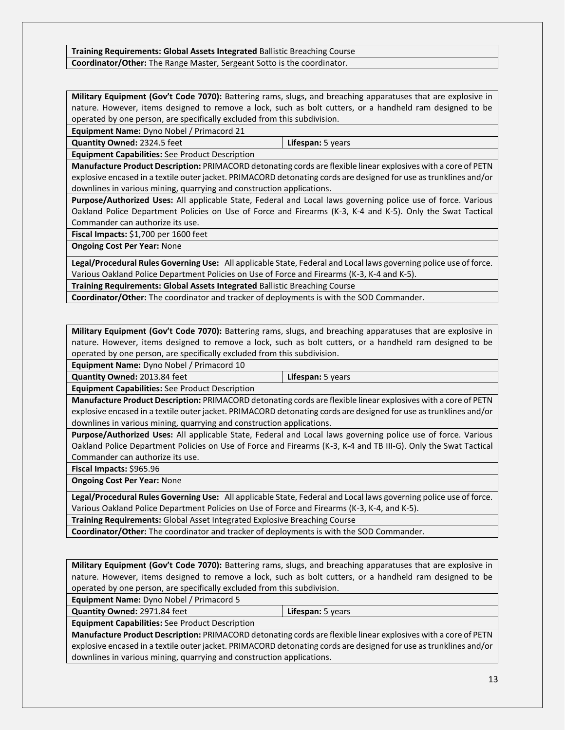| **Training Requirements: Global Assets Integrated** Ballistic Breaching Course | |
|---|---|
| **Coordinator/Other:** The Range Master, Sergeant Sotto is the coordinator. | |

| **Military Equipment (Gov't Code 7070):** Battering rams, slugs, and breaching apparatuses that are explosive in nature. However, items designed to remove a lock, such as bolt cutters, or a handheld ram designed to be operated by one person, are specifically excluded from this subdivision. | |
|---|---|
| **Equipment Name:** Dyno Nobel / Primacord 21 | |
| **Quantity Owned:** 2324.5 feet | **Lifespan:** 5 years |
| **Equipment Capabilities:** See Product Description | |
| **Manufacture Product Description:** PRIMACORD detonating cords are flexible linear explosives with a core of PETN explosive encased in a textile outer jacket. PRIMACORD detonating cords are designed for use as trunklines and/or downlines in various mining, quarrying and construction applications. | |
| **Purpose/Authorized Uses:** All applicable State, Federal and Local laws governing police use of force. Various Oakland Police Department Policies on Use of Force and Firearms (K-3, K-4 and K-5). Only the Swat Tactical Commander can authorize its use. | |
| **Fiscal Impacts:** $1,700 per 1600 feet | |
| **Ongoing Cost Per Year:** None | |
| **Legal/Procedural Rules Governing Use:** All applicable State, Federal and Local laws governing police use of force. Various Oakland Police Department Policies on Use of Force and Firearms (K-3, K-4 and K-5). | |
| **Training Requirements: Global Assets Integrated** Ballistic Breaching Course | |
| **Coordinator/Other:** The coordinator and tracker of deployments is with the SOD Commander. | |

| **Military Equipment (Gov't Code 7070):** Battering rams, slugs, and breaching apparatuses that are explosive in nature. However, items designed to remove a lock, such as bolt cutters, or a handheld ram designed to be operated by one person, are specifically excluded from this subdivision. | |
|---|---|
| **Equipment Name:** Dyno Nobel / Primacord 10 | |
| **Quantity Owned:** 2013.84 feet | **Lifespan:** 5 years |
| **Equipment Capabilities:** See Product Description | |
| **Manufacture Product Description:** PRIMACORD detonating cords are flexible linear explosives with a core of PETN explosive encased in a textile outer jacket. PRIMACORD detonating cords are designed for use as trunklines and/or downlines in various mining, quarrying and construction applications. | |
| **Purpose/Authorized Uses:** All applicable State, Federal and Local laws governing police use of force. Various Oakland Police Department Policies on Use of Force and Firearms (K-3, K-4 and TB III-G). Only the Swat Tactical Commander can authorize its use. | |
| **Fiscal Impacts:** $965.96 | |
| **Ongoing Cost Per Year:** None | |
| **Legal/Procedural Rules Governing Use:** All applicable State, Federal and Local laws governing police use of force. Various Oakland Police Department Policies on Use of Force and Firearms (K-3, K-4, and K-5). | |
| **Training Requirements:** Global Asset Integrated Explosive Breaching Course | |
| **Coordinator/Other:** The coordinator and tracker of deployments is with the SOD Commander. | |

| **Military Equipment (Gov't Code 7070):** Battering rams, slugs, and breaching apparatuses that are explosive in nature. However, items designed to remove a lock, such as bolt cutters, or a handheld ram designed to be operated by one person, are specifically excluded from this subdivision. | |
|---|---|
| **Equipment Name:** Dyno Nobel / Primacord 5 | |
| **Quantity Owned:** 2971.84 feet | **Lifespan:** 5 years |
| **Equipment Capabilities:** See Product Description | |
| **Manufacture Product Description:** PRIMACORD detonating cords are flexible linear explosives with a core of PETN explosive encased in a textile outer jacket. PRIMACORD detonating cords are designed for use as trunklines and/or downlines in various mining, quarrying and construction applications. | |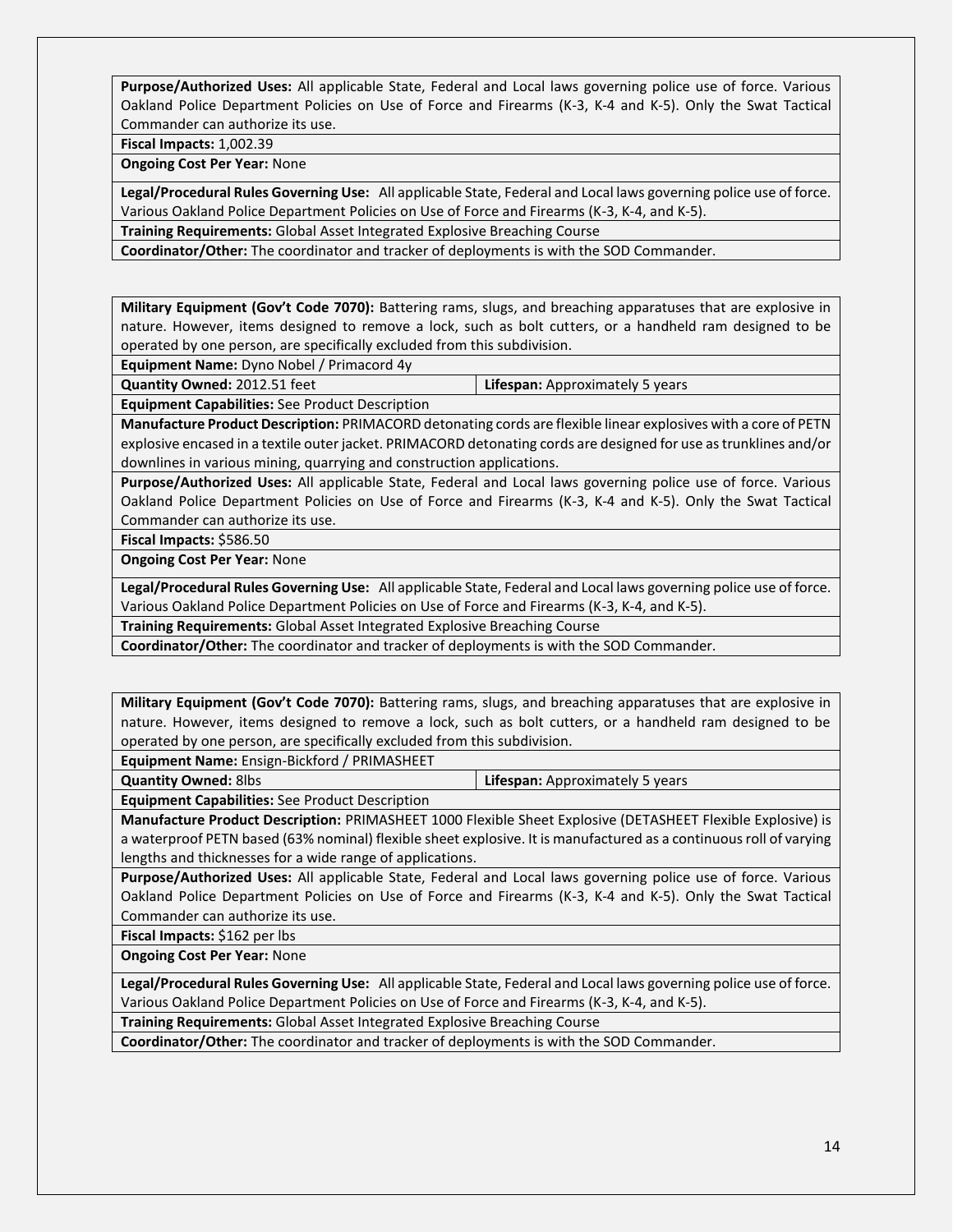| | |
|---|---|
| **Purpose/Authorized Uses:** All applicable State, Federal and Local laws governing police use of force. Various Oakland Police Department Policies on Use of Force and Firearms (K-3, K-4 and K-5). Only the Swat Tactical Commander can authorize its use. | |
| **Fiscal Impacts:** 1,002.39 | |
| **Ongoing Cost Per Year:** None | |
| **Legal/Procedural Rules Governing Use:** All applicable State, Federal and Local laws governing police use of force. Various Oakland Police Department Policies on Use of Force and Firearms (K-3, K-4, and K-5). | |
| **Training Requirements:** Global Asset Integrated Explosive Breaching Course | |
| **Coordinator/Other:** The coordinator and tracker of deployments is with the SOD Commander. | |

| | |
|---|---|
| **Military Equipment (Gov't Code 7070):** Battering rams, slugs, and breaching apparatuses that are explosive in nature. However, items designed to remove a lock, such as bolt cutters, or a handheld ram designed to be operated by one person, are specifically excluded from this subdivision. | |
| **Equipment Name:** Dyno Nobel / Primacord 4y | |
| **Quantity Owned:** 2012.51 feet | **Lifespan:** Approximately 5 years |
| **Equipment Capabilities:** See Product Description | |
| **Manufacture Product Description:** PRIMACORD detonating cords are flexible linear explosives with a core of PETN explosive encased in a textile outer jacket. PRIMACORD detonating cords are designed for use as trunklines and/or downlines in various mining, quarrying and construction applications. | |
| **Purpose/Authorized Uses:** All applicable State, Federal and Local laws governing police use of force. Various Oakland Police Department Policies on Use of Force and Firearms (K-3, K-4 and K-5). Only the Swat Tactical Commander can authorize its use. | |
| **Fiscal Impacts:** $586.50 | |
| **Ongoing Cost Per Year:** None | |
| **Legal/Procedural Rules Governing Use:** All applicable State, Federal and Local laws governing police use of force. Various Oakland Police Department Policies on Use of Force and Firearms (K-3, K-4, and K-5). | |
| **Training Requirements:** Global Asset Integrated Explosive Breaching Course | |
| **Coordinator/Other:** The coordinator and tracker of deployments is with the SOD Commander. | |

| | |
|---|---|
| **Military Equipment (Gov't Code 7070):** Battering rams, slugs, and breaching apparatuses that are explosive in nature. However, items designed to remove a lock, such as bolt cutters, or a handheld ram designed to be operated by one person, are specifically excluded from this subdivision. | |
| **Equipment Name:** Ensign-Bickford / PRIMASHEET | |
| **Quantity Owned:** 8lbs | **Lifespan:** Approximately 5 years |
| **Equipment Capabilities:** See Product Description | |
| **Manufacture Product Description:** PRIMASHEET 1000 Flexible Sheet Explosive (DETASHEET Flexible Explosive) is a waterproof PETN based (63% nominal) flexible sheet explosive. It is manufactured as a continuous roll of varying lengths and thicknesses for a wide range of applications. | |
| **Purpose/Authorized Uses:** All applicable State, Federal and Local laws governing police use of force. Various Oakland Police Department Policies on Use of Force and Firearms (K-3, K-4 and K-5). Only the Swat Tactical Commander can authorize its use. | |
| **Fiscal Impacts:** $162 per lbs | |
| **Ongoing Cost Per Year:** None | |
| **Legal/Procedural Rules Governing Use:** All applicable State, Federal and Local laws governing police use of force. Various Oakland Police Department Policies on Use of Force and Firearms (K-3, K-4, and K-5). | |
| **Training Requirements:** Global Asset Integrated Explosive Breaching Course | |
| **Coordinator/Other:** The coordinator and tracker of deployments is with the SOD Commander. | |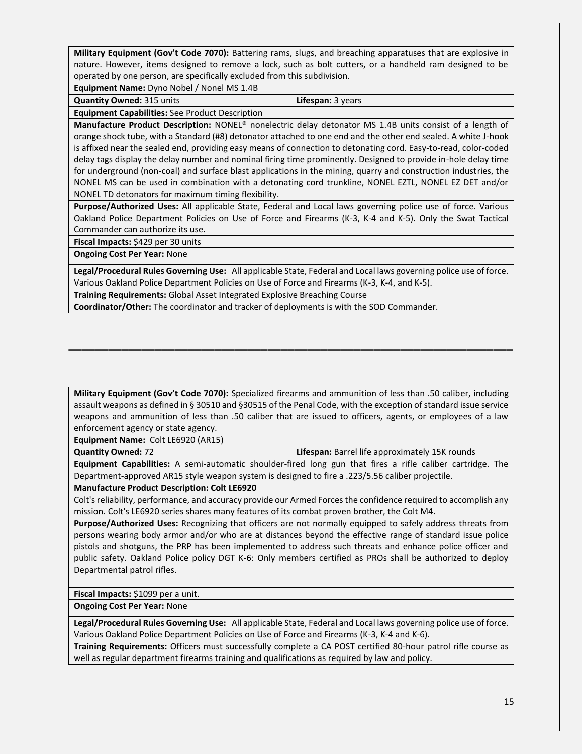| **Military Equipment (Gov't Code 7070):** Battering rams, slugs, and breaching apparatuses that are explosive in nature. However, items designed to remove a lock, such as bolt cutters, or a handheld ram designed to be operated by one person, are specifically excluded from this subdivision. | |
|---|---|
| **Equipment Name:** Dyno Nobel / Nonel MS 1.4B | |
| **Quantity Owned:** 315 units | **Lifespan:** 3 years |
| **Equipment Capabilities:** See Product Description | |
| **Manufacture Product Description:** NONEL® nonelectric delay detonator MS 1.4B units consist of a length of orange shock tube, with a Standard (#8) detonator attached to one end and the other end sealed. A white J-hook is affixed near the sealed end, providing easy means of connection to detonating cord. Easy-to-read, color-coded delay tags display the delay number and nominal firing time prominently. Designed to provide in-hole delay time for underground (non-coal) and surface blast applications in the mining, quarry and construction industries, the NONEL MS can be used in combination with a detonating cord trunkline, NONEL EZTL, NONEL EZ DET and/or NONEL TD detonators for maximum timing flexibility. | |
| **Purpose/Authorized Uses:** All applicable State, Federal and Local laws governing police use of force. Various Oakland Police Department Policies on Use of Force and Firearms (K-3, K-4 and K-5). Only the Swat Tactical Commander can authorize its use. | |
| **Fiscal Impacts:** $429 per 30 units | |
| **Ongoing Cost Per Year:** None | |
| **Legal/Procedural Rules Governing Use:** All applicable State, Federal and Local laws governing police use of force. Various Oakland Police Department Policies on Use of Force and Firearms (K-3, K-4, and K-5). | |
| **Training Requirements:** Global Asset Integrated Explosive Breaching Course | |
| **Coordinator/Other:** The coordinator and tracker of deployments is with the SOD Commander. | |

---

| **Military Equipment (Gov't Code 7070):** Specialized firearms and ammunition of less than .50 caliber, including assault weapons as defined in § 30510 and §30515 of the Penal Code, with the exception of standard issue service weapons and ammunition of less than .50 caliber that are issued to officers, agents, or employees of a law enforcement agency or state agency. | |
|---|---|
| **Equipment Name:** Colt LE6920 (AR15) | |
| **Quantity Owned:** 72 | **Lifespan:** Barrel life approximately 15K rounds |
| **Equipment Capabilities:** A semi-automatic shoulder-fired long gun that fires a rifle caliber cartridge. The Department-approved AR15 style weapon system is designed to fire a .223/5.56 caliber projectile. | |
| **Manufacture Product Description: Colt LE6920** Colt's reliability, performance, and accuracy provide our Armed Forces the confidence required to accomplish any mission. Colt's LE6920 series shares many features of its combat proven brother, the Colt M4. | |
| **Purpose/Authorized Uses:** Recognizing that officers are not normally equipped to safely address threats from persons wearing body armor and/or who are at distances beyond the effective range of standard issue police pistols and shotguns, the PRP has been implemented to address such threats and enhance police officer and public safety. Oakland Police policy DGT K-6: Only members certified as PROs shall be authorized to deploy Departmental patrol rifles. | |
| **Fiscal Impacts:** $1099 per a unit. | |
| **Ongoing Cost Per Year:** None | |
| **Legal/Procedural Rules Governing Use:** All applicable State, Federal and Local laws governing police use of force. Various Oakland Police Department Policies on Use of Force and Firearms (K-3, K-4 and K-6). | |
| **Training Requirements:** Officers must successfully complete a CA POST certified 80-hour patrol rifle course as well as regular department firearms training and qualifications as required by law and policy. | |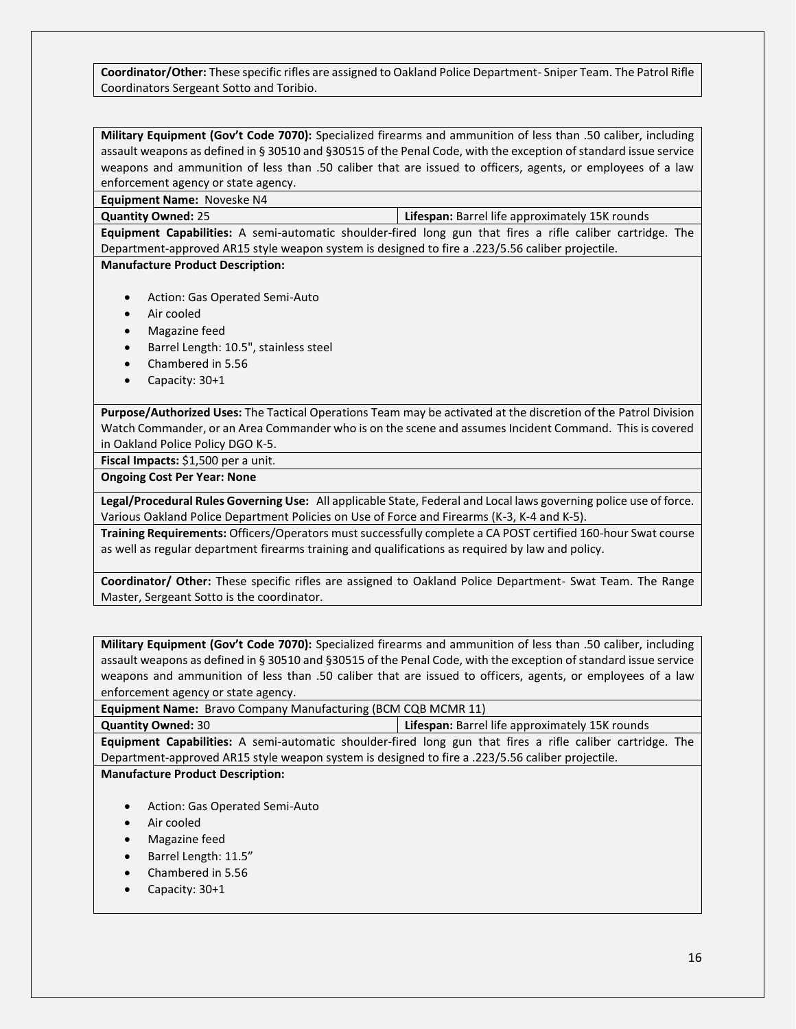**Coordinator/Other:** These specific rifles are assigned to Oakland Police Department- Sniper Team. The Patrol Rifle Coordinators Sergeant Sotto and Toribio.

**Military Equipment (Gov't Code 7070):** Specialized firearms and ammunition of less than .50 caliber, including assault weapons as defined in § 30510 and §30515 of the Penal Code, with the exception of standard issue service weapons and ammunition of less than .50 caliber that are issued to officers, agents, or employees of a law enforcement agency or state agency.

**Equipment Name:** Noveske N4

| **Quantity Owned:** 25 | **Lifespan:** Barrel life approximately 15K rounds |
|---|---|

**Equipment Capabilities:** A semi-automatic shoulder-fired long gun that fires a rifle caliber cartridge. The Department-approved AR15 style weapon system is designed to fire a .223/5.56 caliber projectile.

**Manufacture Product Description:**

- Action: Gas Operated Semi-Auto
- Air cooled
- Magazine feed
- Barrel Length: 10.5", stainless steel
- Chambered in 5.56
- Capacity: 30+1

**Purpose/Authorized Uses:** The Tactical Operations Team may be activated at the discretion of the Patrol Division Watch Commander, or an Area Commander who is on the scene and assumes Incident Command. This is covered in Oakland Police Policy DGO K-5.

**Fiscal Impacts:** $1,500 per a unit.

**Ongoing Cost Per Year: None**

**Legal/Procedural Rules Governing Use:** All applicable State, Federal and Local laws governing police use of force. Various Oakland Police Department Policies on Use of Force and Firearms (K-3, K-4 and K-5).

**Training Requirements:** Officers/Operators must successfully complete a CA POST certified 160-hour Swat course as well as regular department firearms training and qualifications as required by law and policy.

**Coordinator/ Other:** These specific rifles are assigned to Oakland Police Department- Swat Team. The Range Master, Sergeant Sotto is the coordinator.

**Military Equipment (Gov't Code 7070):** Specialized firearms and ammunition of less than .50 caliber, including assault weapons as defined in § 30510 and §30515 of the Penal Code, with the exception of standard issue service weapons and ammunition of less than .50 caliber that are issued to officers, agents, or employees of a law enforcement agency or state agency.

**Equipment Name:** Bravo Company Manufacturing (BCM CQB MCMR 11)

| **Quantity Owned:** 30 | **Lifespan:** Barrel life approximately 15K rounds |
|---|---|

**Equipment Capabilities:** A semi-automatic shoulder-fired long gun that fires a rifle caliber cartridge. The Department-approved AR15 style weapon system is designed to fire a .223/5.56 caliber projectile.

**Manufacture Product Description:**

- Action: Gas Operated Semi-Auto
- Air cooled
- Magazine feed
- Barrel Length: 11.5”
- Chambered in 5.56
- Capacity: 30+1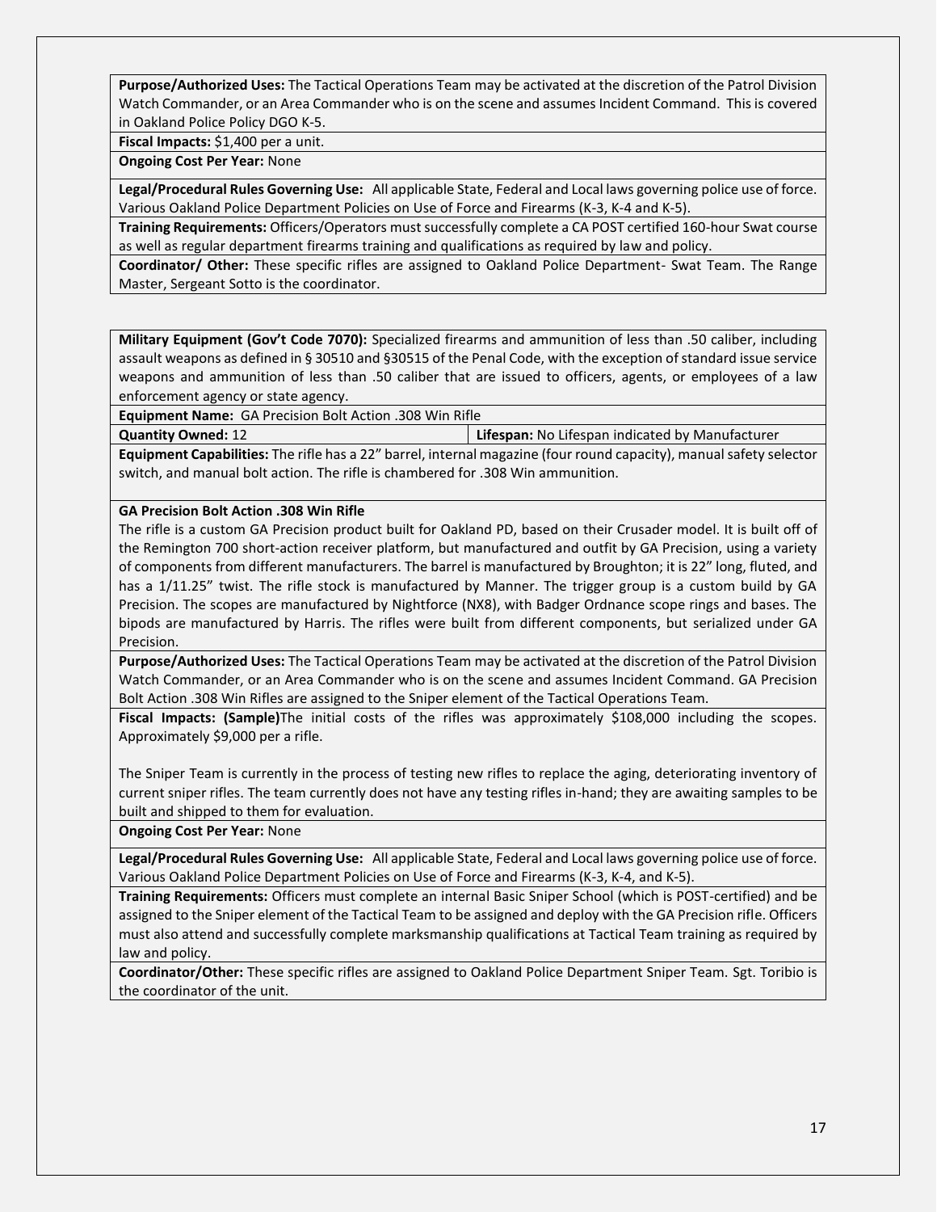**Purpose/Authorized Uses:** The Tactical Operations Team may be activated at the discretion of the Patrol Division Watch Commander, or an Area Commander who is on the scene and assumes Incident Command. This is covered in Oakland Police Policy DGO K-5.

**Fiscal Impacts:** $1,400 per a unit.

**Ongoing Cost Per Year:** None

**Legal/Procedural Rules Governing Use:** All applicable State, Federal and Local laws governing police use of force. Various Oakland Police Department Policies on Use of Force and Firearms (K-3, K-4 and K-5).

**Training Requirements:** Officers/Operators must successfully complete a CA POST certified 160-hour Swat course as well as regular department firearms training and qualifications as required by law and policy.

**Coordinator/ Other:** These specific rifles are assigned to Oakland Police Department- Swat Team. The Range Master, Sergeant Sotto is the coordinator.

---

**Military Equipment (Gov't Code 7070):** Specialized firearms and ammunition of less than .50 caliber, including assault weapons as defined in § 30510 and §30515 of the Penal Code, with the exception of standard issue service weapons and ammunition of less than .50 caliber that are issued to officers, agents, or employees of a law enforcement agency or state agency.

**Equipment Name:** GA Precision Bolt Action .308 Win Rifle

| **Quantity Owned:** 12 | **Lifespan:** No Lifespan indicated by Manufacturer |
|---|---|

**Equipment Capabilities:** The rifle has a 22" barrel, internal magazine (four round capacity), manual safety selector switch, and manual bolt action. The rifle is chambered for .308 Win ammunition.

**GA Precision Bolt Action .308 Win Rifle**

The rifle is a custom GA Precision product built for Oakland PD, based on their Crusader model. It is built off of the Remington 700 short-action receiver platform, but manufactured and outfit by GA Precision, using a variety of components from different manufacturers. The barrel is manufactured by Broughton; it is 22" long, fluted, and has a 1/11.25" twist. The rifle stock is manufactured by Manner. The trigger group is a custom build by GA Precision. The scopes are manufactured by Nightforce (NX8), with Badger Ordnance scope rings and bases. The bipods are manufactured by Harris. The rifles were built from different components, but serialized under GA Precision.

**Purpose/Authorized Uses:** The Tactical Operations Team may be activated at the discretion of the Patrol Division Watch Commander, or an Area Commander who is on the scene and assumes Incident Command. GA Precision Bolt Action .308 Win Rifles are assigned to the Sniper element of the Tactical Operations Team.

**Fiscal Impacts: (Sample)**The initial costs of the rifles was approximately $108,000 including the scopes. Approximately $9,000 per a rifle.

The Sniper Team is currently in the process of testing new rifles to replace the aging, deteriorating inventory of current sniper rifles. The team currently does not have any testing rifles in-hand; they are awaiting samples to be built and shipped to them for evaluation.

**Ongoing Cost Per Year:** None

**Legal/Procedural Rules Governing Use:** All applicable State, Federal and Local laws governing police use of force. Various Oakland Police Department Policies on Use of Force and Firearms (K-3, K-4, and K-5).

**Training Requirements:** Officers must complete an internal Basic Sniper School (which is POST-certified) and be assigned to the Sniper element of the Tactical Team to be assigned and deploy with the GA Precision rifle. Officers must also attend and successfully complete marksmanship qualifications at Tactical Team training as required by law and policy.

**Coordinator/Other:** These specific rifles are assigned to Oakland Police Department Sniper Team. Sgt. Toribio is the coordinator of the unit.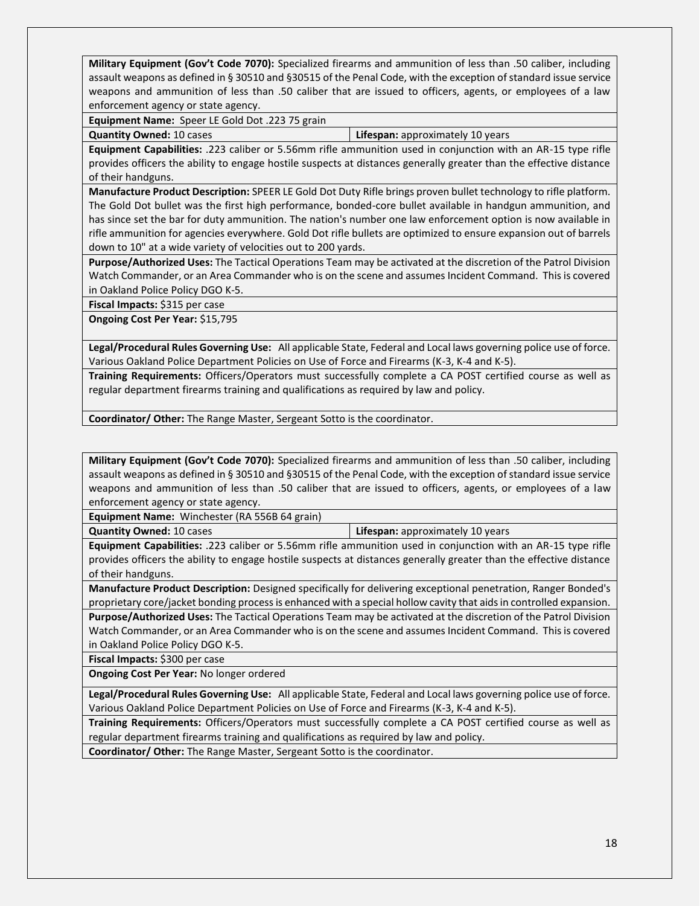| **Military Equipment (Gov't Code 7070):** Specialized firearms and ammunition of less than .50 caliber, including assault weapons as defined in § 30510 and §30515 of the Penal Code, with the exception of standard issue service weapons and ammunition of less than .50 caliber that are issued to officers, agents, or employees of a law enforcement agency or state agency. | |
|---|---|
| **Equipment Name:** Speer LE Gold Dot .223 75 grain | |
| **Quantity Owned:** 10 cases | **Lifespan:** approximately 10 years |
| **Equipment Capabilities:** .223 caliber or 5.56mm rifle ammunition used in conjunction with an AR-15 type rifle provides officers the ability to engage hostile suspects at distances generally greater than the effective distance of their handguns. | |
| **Manufacture Product Description:** SPEER LE Gold Dot Duty Rifle brings proven bullet technology to rifle platform. The Gold Dot bullet was the first high performance, bonded-core bullet available in handgun ammunition, and has since set the bar for duty ammunition. The nation's number one law enforcement option is now available in rifle ammunition for agencies everywhere. Gold Dot rifle bullets are optimized to ensure expansion out of barrels down to 10" at a wide variety of velocities out to 200 yards. | |
| **Purpose/Authorized Uses:** The Tactical Operations Team may be activated at the discretion of the Patrol Division Watch Commander, or an Area Commander who is on the scene and assumes Incident Command. This is covered in Oakland Police Policy DGO K-5. | |
| **Fiscal Impacts:** $315 per case | |
| **Ongoing Cost Per Year:** $15,795 | |
| **Legal/Procedural Rules Governing Use:** All applicable State, Federal and Local laws governing police use of force. Various Oakland Police Department Policies on Use of Force and Firearms (K-3, K-4 and K-5). | |
| **Training Requirements:** Officers/Operators must successfully complete a CA POST certified course as well as regular department firearms training and qualifications as required by law and policy. | |
| **Coordinator/ Other:** The Range Master, Sergeant Sotto is the coordinator. | |

| **Military Equipment (Gov't Code 7070):** Specialized firearms and ammunition of less than .50 caliber, including assault weapons as defined in § 30510 and §30515 of the Penal Code, with the exception of standard issue service weapons and ammunition of less than .50 caliber that are issued to officers, agents, or employees of a law enforcement agency or state agency. | |
|---|---|
| **Equipment Name:** Winchester (RA 556B 64 grain) | |
| **Quantity Owned:** 10 cases | **Lifespan:** approximately 10 years |
| **Equipment Capabilities:** .223 caliber or 5.56mm rifle ammunition used in conjunction with an AR-15 type rifle provides officers the ability to engage hostile suspects at distances generally greater than the effective distance of their handguns. | |
| **Manufacture Product Description:** Designed specifically for delivering exceptional penetration, Ranger Bonded's proprietary core/jacket bonding process is enhanced with a special hollow cavity that aids in controlled expansion. | |
| **Purpose/Authorized Uses:** The Tactical Operations Team may be activated at the discretion of the Patrol Division Watch Commander, or an Area Commander who is on the scene and assumes Incident Command. This is covered in Oakland Police Policy DGO K-5. | |
| **Fiscal Impacts:** $300 per case | |
| **Ongoing Cost Per Year:** No longer ordered | |
| **Legal/Procedural Rules Governing Use:** All applicable State, Federal and Local laws governing police use of force. Various Oakland Police Department Policies on Use of Force and Firearms (K-3, K-4 and K-5). | |
| **Training Requirements:** Officers/Operators must successfully complete a CA POST certified course as well as regular department firearms training and qualifications as required by law and policy. | |
| **Coordinator/ Other:** The Range Master, Sergeant Sotto is the coordinator. | |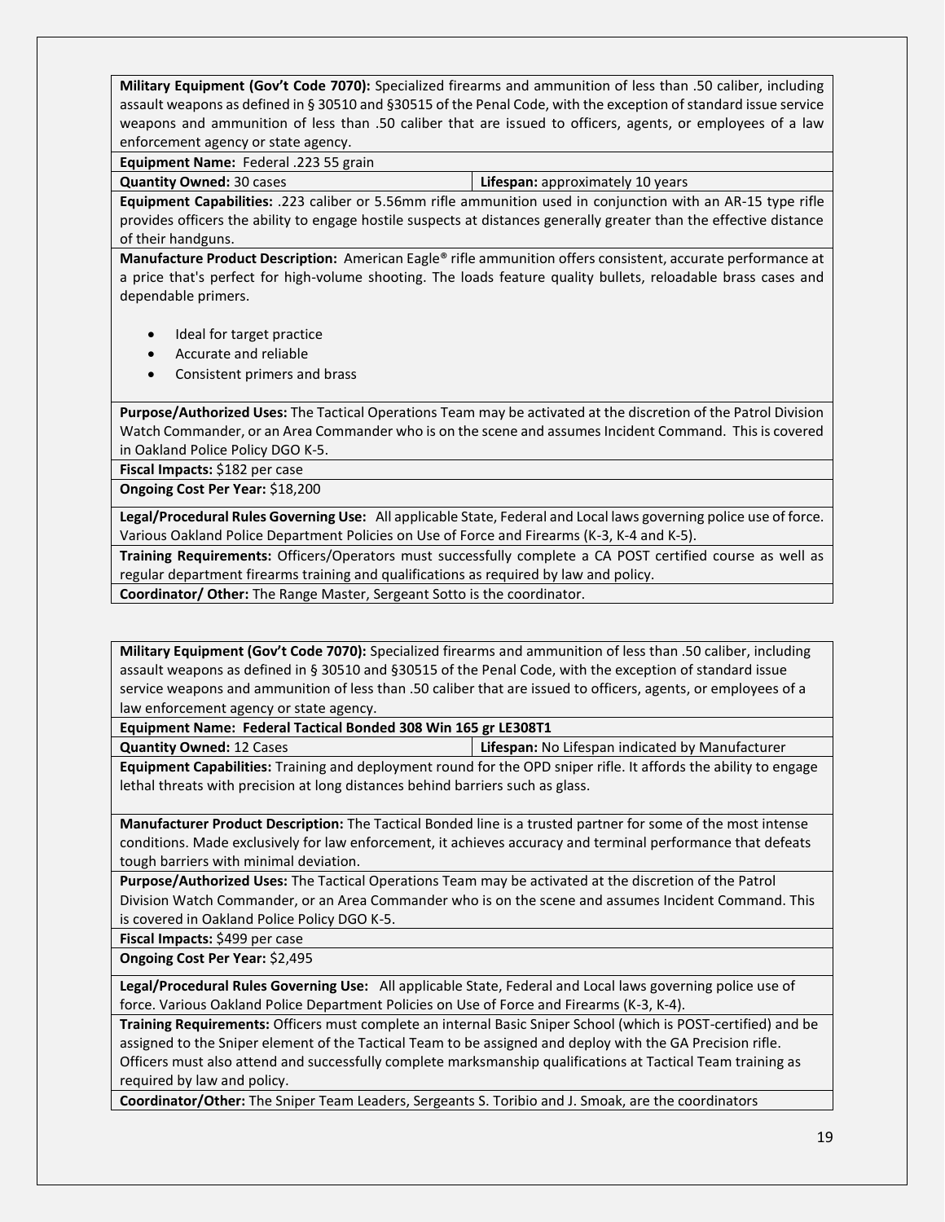| **Military Equipment (Gov't Code 7070):** Specialized firearms and ammunition of less than .50 caliber, including assault weapons as defined in § 30510 and §30515 of the Penal Code, with the exception of standard issue service weapons and ammunition of less than .50 caliber that are issued to officers, agents, or employees of a law enforcement agency or state agency. | |
|---|---|
| **Equipment Name:** Federal .223 55 grain | |
| **Quantity Owned:** 30 cases | **Lifespan:** approximately 10 years |
| **Equipment Capabilities:** .223 caliber or 5.56mm rifle ammunition used in conjunction with an AR-15 type rifle provides officers the ability to engage hostile suspects at distances generally greater than the effective distance of their handguns. | |
| **Manufacture Product Description:** American Eagle® rifle ammunition offers consistent, accurate performance at a price that's perfect for high-volume shooting. The loads feature quality bullets, reloadable brass cases and dependable primers.<br><br>• Ideal for target practice<br>• Accurate and reliable<br>• Consistent primers and brass | |
| **Purpose/Authorized Uses:** The Tactical Operations Team may be activated at the discretion of the Patrol Division Watch Commander, or an Area Commander who is on the scene and assumes Incident Command. This is covered in Oakland Police Policy DGO K-5. | |
| **Fiscal Impacts:** $182 per case | |
| **Ongoing Cost Per Year:** $18,200 | |
| **Legal/Procedural Rules Governing Use:** All applicable State, Federal and Local laws governing police use of force. Various Oakland Police Department Policies on Use of Force and Firearms (K-3, K-4 and K-5). | |
| **Training Requirements:** Officers/Operators must successfully complete a CA POST certified course as well as regular department firearms training and qualifications as required by law and policy. | |
| **Coordinator/ Other:** The Range Master, Sergeant Sotto is the coordinator. | |

| **Military Equipment (Gov't Code 7070):** Specialized firearms and ammunition of less than .50 caliber, including assault weapons as defined in § 30510 and §30515 of the Penal Code, with the exception of standard issue service weapons and ammunition of less than .50 caliber that are issued to officers, agents, or employees of a law enforcement agency or state agency. | |
|---|---|
| **Equipment Name: Federal Tactical Bonded 308 Win 165 gr LE308T1** | |
| **Quantity Owned:** 12 Cases | **Lifespan:** No Lifespan indicated by Manufacturer |
| **Equipment Capabilities:** Training and deployment round for the OPD sniper rifle. It affords the ability to engage lethal threats with precision at long distances behind barriers such as glass. | |
| **Manufacturer Product Description:** The Tactical Bonded line is a trusted partner for some of the most intense conditions. Made exclusively for law enforcement, it achieves accuracy and terminal performance that defeats tough barriers with minimal deviation. | |
| **Purpose/Authorized Uses:** The Tactical Operations Team may be activated at the discretion of the Patrol Division Watch Commander, or an Area Commander who is on the scene and assumes Incident Command. This is covered in Oakland Police Policy DGO K-5. | |
| **Fiscal Impacts:** $499 per case | |
| **Ongoing Cost Per Year:** $2,495 | |
| **Legal/Procedural Rules Governing Use:** All applicable State, Federal and Local laws governing police use of force. Various Oakland Police Department Policies on Use of Force and Firearms (K-3, K-4). | |
| **Training Requirements:** Officers must complete an internal Basic Sniper School (which is POST-certified) and be assigned to the Sniper element of the Tactical Team to be assigned and deploy with the GA Precision rifle. Officers must also attend and successfully complete marksmanship qualifications at Tactical Team training as required by law and policy. | |
| **Coordinator/Other:** The Sniper Team Leaders, Sergeants S. Toribio and J. Smoak, are the coordinators | |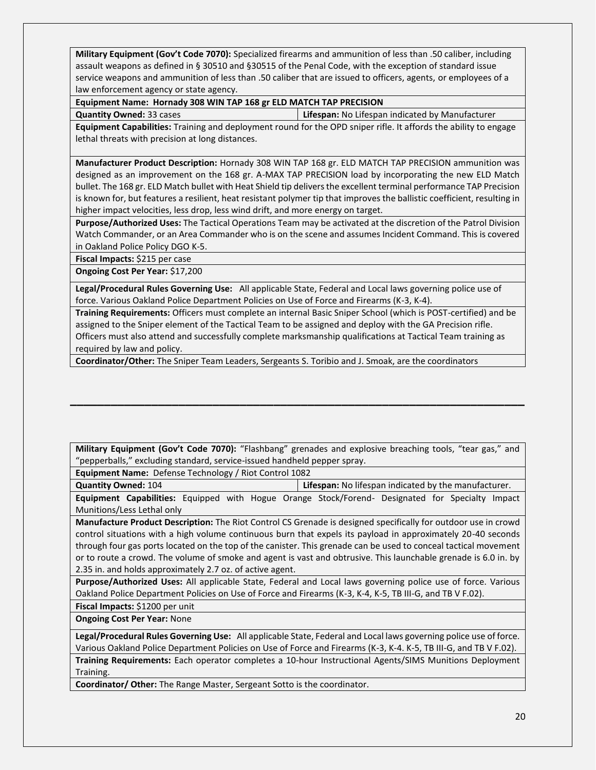**Military Equipment (Gov't Code 7070):** Specialized firearms and ammunition of less than .50 caliber, including assault weapons as defined in § 30510 and §30515 of the Penal Code, with the exception of standard issue service weapons and ammunition of less than .50 caliber that are issued to officers, agents, or employees of a law enforcement agency or state agency.

**Equipment Name: Hornady 308 WIN TAP 168 gr ELD MATCH TAP PRECISION**

| **Quantity Owned:** 33 cases | **Lifespan:** No Lifespan indicated by Manufacturer |
|---|---|

**Equipment Capabilities:** Training and deployment round for the OPD sniper rifle. It affords the ability to engage lethal threats with precision at long distances.

**Manufacturer Product Description:** Hornady 308 WIN TAP 168 gr. ELD MATCH TAP PRECISION ammunition was designed as an improvement on the 168 gr. A-MAX TAP PRECISION load by incorporating the new ELD Match bullet. The 168 gr. ELD Match bullet with Heat Shield tip delivers the excellent terminal performance TAP Precision is known for, but features a resilient, heat resistant polymer tip that improves the ballistic coefficient, resulting in higher impact velocities, less drop, less wind drift, and more energy on target.

**Purpose/Authorized Uses:** The Tactical Operations Team may be activated at the discretion of the Patrol Division Watch Commander, or an Area Commander who is on the scene and assumes Incident Command. This is covered in Oakland Police Policy DGO K-5.

**Fiscal Impacts:** $215 per case

**Ongoing Cost Per Year:** $17,200

**Legal/Procedural Rules Governing Use:** All applicable State, Federal and Local laws governing police use of force. Various Oakland Police Department Policies on Use of Force and Firearms (K-3, K-4).

**Training Requirements:** Officers must complete an internal Basic Sniper School (which is POST-certified) and be assigned to the Sniper element of the Tactical Team to be assigned and deploy with the GA Precision rifle. Officers must also attend and successfully complete marksmanship qualifications at Tactical Team training as required by law and policy.

**Coordinator/Other:** The Sniper Team Leaders, Sergeants S. Toribio and J. Smoak, are the coordinators

---

**Military Equipment (Gov't Code 7070):** "Flashbang" grenades and explosive breaching tools, "tear gas," and "pepperballs," excluding standard, service-issued handheld pepper spray.

**Equipment Name:** Defense Technology / Riot Control 1082

| **Quantity Owned:** 104 | **Lifespan:** No lifespan indicated by the manufacturer. |
|---|---|

**Equipment Capabilities:** Equipped with Hogue Orange Stock/Forend- Designated for Specialty Impact Munitions/Less Lethal only

**Manufacture Product Description:** The Riot Control CS Grenade is designed specifically for outdoor use in crowd control situations with a high volume continuous burn that expels its payload in approximately 20-40 seconds through four gas ports located on the top of the canister. This grenade can be used to conceal tactical movement or to route a crowd. The volume of smoke and agent is vast and obtrusive. This launchable grenade is 6.0 in. by 2.35 in. and holds approximately 2.7 oz. of active agent.

**Purpose/Authorized Uses:** All applicable State, Federal and Local laws governing police use of force. Various Oakland Police Department Policies on Use of Force and Firearms (K-3, K-4, K-5, TB III-G, and TB V F.02).

**Fiscal Impacts:** $1200 per unit

**Ongoing Cost Per Year:** None

**Legal/Procedural Rules Governing Use:** All applicable State, Federal and Local laws governing police use of force. Various Oakland Police Department Policies on Use of Force and Firearms (K-3, K-4. K-5, TB III-G, and TB V F.02).

**Training Requirements:** Each operator completes a 10-hour Instructional Agents/SIMS Munitions Deployment Training.

**Coordinator/ Other:** The Range Master, Sergeant Sotto is the coordinator.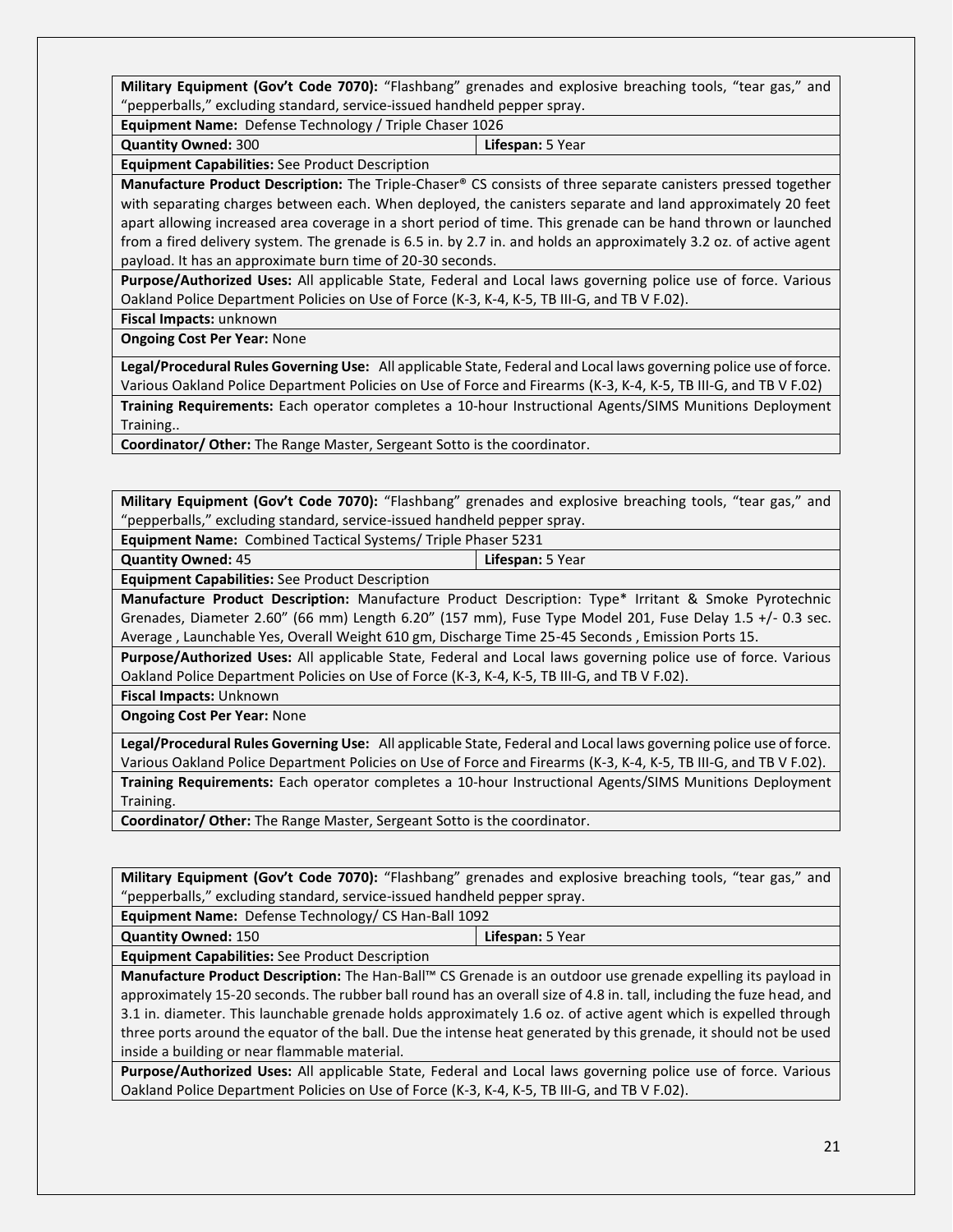| **Military Equipment (Gov't Code 7070):** "Flashbang" grenades and explosive breaching tools, "tear gas," and "pepperballs," excluding standard, service-issued handheld pepper spray. | |
|---|---|
| **Equipment Name:** Defense Technology / Triple Chaser 1026 | |
| **Quantity Owned:** 300 | **Lifespan:** 5 Year |
| **Equipment Capabilities:** See Product Description | |
| **Manufacture Product Description:** The Triple-Chaser® CS consists of three separate canisters pressed together with separating charges between each. When deployed, the canisters separate and land approximately 20 feet apart allowing increased area coverage in a short period of time. This grenade can be hand thrown or launched from a fired delivery system. The grenade is 6.5 in. by 2.7 in. and holds an approximately 3.2 oz. of active agent payload. It has an approximate burn time of 20-30 seconds. | |
| **Purpose/Authorized Uses:** All applicable State, Federal and Local laws governing police use of force. Various Oakland Police Department Policies on Use of Force (K-3, K-4, K-5, TB III-G, and TB V F.02). | |
| **Fiscal Impacts:** unknown | |
| **Ongoing Cost Per Year:** None | |
| **Legal/Procedural Rules Governing Use:** All applicable State, Federal and Local laws governing police use of force. Various Oakland Police Department Policies on Use of Force and Firearms (K-3, K-4, K-5, TB III-G, and TB V F.02) | |
| **Training Requirements:** Each operator completes a 10-hour Instructional Agents/SIMS Munitions Deployment Training.. | |
| **Coordinator/ Other:** The Range Master, Sergeant Sotto is the coordinator. | |

| **Military Equipment (Gov't Code 7070):** "Flashbang" grenades and explosive breaching tools, "tear gas," and "pepperballs," excluding standard, service-issued handheld pepper spray. | |
|---|---|
| **Equipment Name:** Combined Tactical Systems/ Triple Phaser 5231 | |
| **Quantity Owned:** 45 | **Lifespan:** 5 Year |
| **Equipment Capabilities:** See Product Description | |
| **Manufacture Product Description:** Manufacture Product Description: Type* Irritant & Smoke Pyrotechnic Grenades, Diameter 2.60" (66 mm) Length 6.20" (157 mm), Fuse Type Model 201, Fuse Delay 1.5 +/- 0.3 sec. Average , Launchable Yes, Overall Weight 610 gm, Discharge Time 25-45 Seconds , Emission Ports 15. | |
| **Purpose/Authorized Uses:** All applicable State, Federal and Local laws governing police use of force. Various Oakland Police Department Policies on Use of Force (K-3, K-4, K-5, TB III-G, and TB V F.02). | |
| **Fiscal Impacts:** Unknown | |
| **Ongoing Cost Per Year:** None | |
| **Legal/Procedural Rules Governing Use:** All applicable State, Federal and Local laws governing police use of force. Various Oakland Police Department Policies on Use of Force and Firearms (K-3, K-4, K-5, TB III-G, and TB V F.02). | |
| **Training Requirements:** Each operator completes a 10-hour Instructional Agents/SIMS Munitions Deployment Training. | |
| **Coordinator/ Other:** The Range Master, Sergeant Sotto is the coordinator. | |

| **Military Equipment (Gov't Code 7070):** "Flashbang" grenades and explosive breaching tools, "tear gas," and "pepperballs," excluding standard, service-issued handheld pepper spray. | |
|---|---|
| **Equipment Name:** Defense Technology/ CS Han-Ball 1092 | |
| **Quantity Owned:** 150 | **Lifespan:** 5 Year |
| **Equipment Capabilities:** See Product Description | |
| **Manufacture Product Description:** The Han-Ball™ CS Grenade is an outdoor use grenade expelling its payload in approximately 15-20 seconds. The rubber ball round has an overall size of 4.8 in. tall, including the fuze head, and 3.1 in. diameter. This launchable grenade holds approximately 1.6 oz. of active agent which is expelled through three ports around the equator of the ball. Due the intense heat generated by this grenade, it should not be used inside a building or near flammable material. | |
| **Purpose/Authorized Uses:** All applicable State, Federal and Local laws governing police use of force. Various Oakland Police Department Policies on Use of Force (K-3, K-4, K-5, TB III-G, and TB V F.02). | |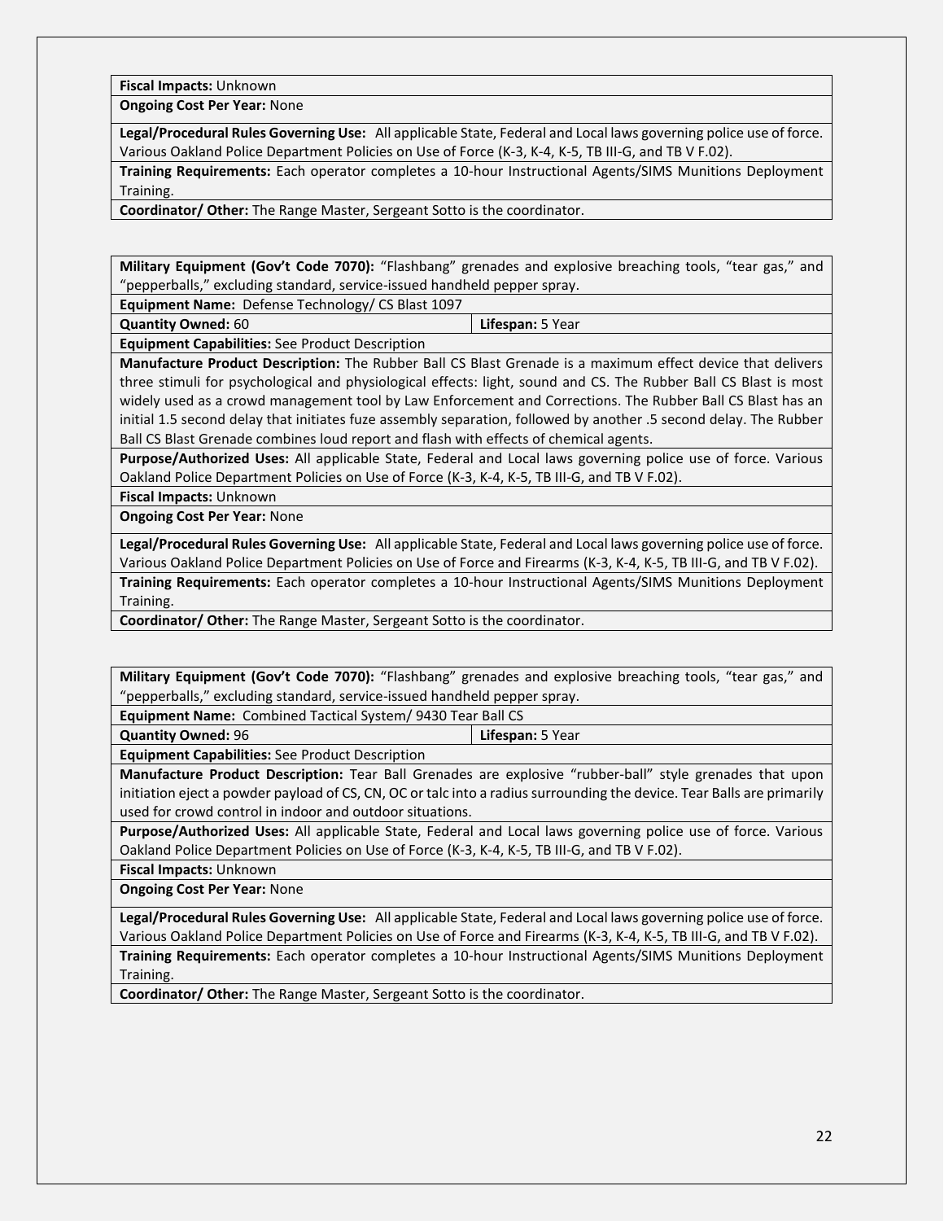| **Fiscal Impacts:** Unknown | |
|---|---|
| **Ongoing Cost Per Year:** None | |
| **Legal/Procedural Rules Governing Use:** All applicable State, Federal and Local laws governing police use of force. Various Oakland Police Department Policies on Use of Force (K-3, K-4, K-5, TB III-G, and TB V F.02). | |
| **Training Requirements:** Each operator completes a 10-hour Instructional Agents/SIMS Munitions Deployment Training. | |
| **Coordinator/ Other:** The Range Master, Sergeant Sotto is the coordinator. | |

| **Military Equipment (Gov't Code 7070):** "Flashbang" grenades and explosive breaching tools, "tear gas," and "pepperballs," excluding standard, service-issued handheld pepper spray. | |
|---|---|
| **Equipment Name:** Defense Technology/ CS Blast 1097 | |
| **Quantity Owned:** 60 | **Lifespan:** 5 Year |
| **Equipment Capabilities:** See Product Description | |
| **Manufacture Product Description:** The Rubber Ball CS Blast Grenade is a maximum effect device that delivers three stimuli for psychological and physiological effects: light, sound and CS. The Rubber Ball CS Blast is most widely used as a crowd management tool by Law Enforcement and Corrections. The Rubber Ball CS Blast has an initial 1.5 second delay that initiates fuze assembly separation, followed by another .5 second delay. The Rubber Ball CS Blast Grenade combines loud report and flash with effects of chemical agents. | |
| **Purpose/Authorized Uses:** All applicable State, Federal and Local laws governing police use of force. Various Oakland Police Department Policies on Use of Force (K-3, K-4, K-5, TB III-G, and TB V F.02). | |
| **Fiscal Impacts:** Unknown | |
| **Ongoing Cost Per Year:** None | |
| **Legal/Procedural Rules Governing Use:** All applicable State, Federal and Local laws governing police use of force. Various Oakland Police Department Policies on Use of Force and Firearms (K-3, K-4, K-5, TB III-G, and TB V F.02). | |
| **Training Requirements:** Each operator completes a 10-hour Instructional Agents/SIMS Munitions Deployment Training. | |
| **Coordinator/ Other:** The Range Master, Sergeant Sotto is the coordinator. | |

| **Military Equipment (Gov't Code 7070):** "Flashbang" grenades and explosive breaching tools, "tear gas," and "pepperballs," excluding standard, service-issued handheld pepper spray. | |
|---|---|
| **Equipment Name:** Combined Tactical System/ 9430 Tear Ball CS | |
| **Quantity Owned:** 96 | **Lifespan:** 5 Year |
| **Equipment Capabilities:** See Product Description | |
| **Manufacture Product Description:** Tear Ball Grenades are explosive "rubber-ball" style grenades that upon initiation eject a powder payload of CS, CN, OC or talc into a radius surrounding the device. Tear Balls are primarily used for crowd control in indoor and outdoor situations. | |
| **Purpose/Authorized Uses:** All applicable State, Federal and Local laws governing police use of force. Various Oakland Police Department Policies on Use of Force (K-3, K-4, K-5, TB III-G, and TB V F.02). | |
| **Fiscal Impacts:** Unknown | |
| **Ongoing Cost Per Year:** None | |
| **Legal/Procedural Rules Governing Use:** All applicable State, Federal and Local laws governing police use of force. Various Oakland Police Department Policies on Use of Force and Firearms (K-3, K-4, K-5, TB III-G, and TB V F.02). | |
| **Training Requirements:** Each operator completes a 10-hour Instructional Agents/SIMS Munitions Deployment Training. | |
| **Coordinator/ Other:** The Range Master, Sergeant Sotto is the coordinator. | |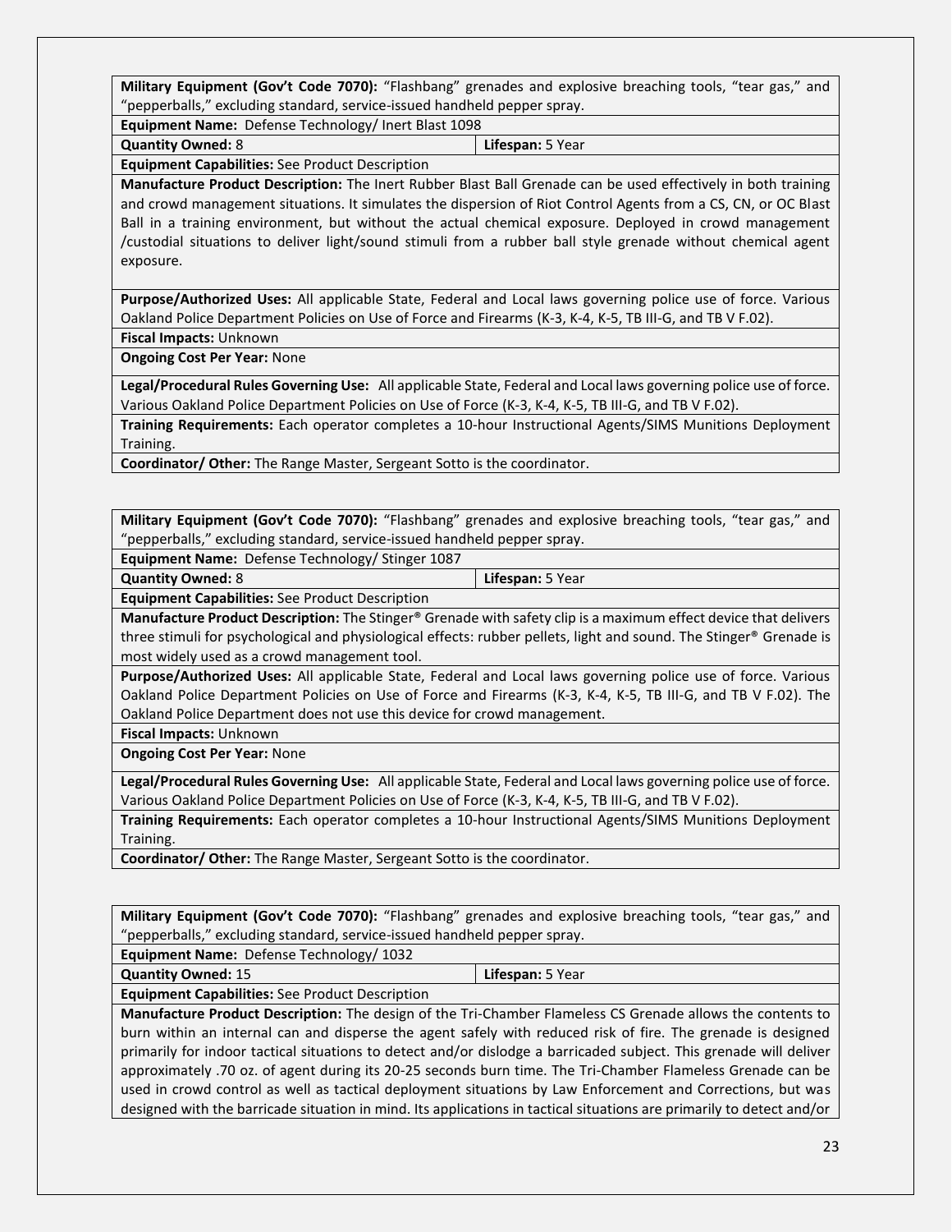| **Military Equipment (Gov't Code 7070):** "Flashbang" grenades and explosive breaching tools, "tear gas," and "pepperballs," excluding standard, service-issued handheld pepper spray. | |
|---|---|
| **Equipment Name:** Defense Technology/ Inert Blast 1098 | |
| **Quantity Owned:** 8 | **Lifespan:** 5 Year |
| **Equipment Capabilities:** See Product Description | |
| **Manufacture Product Description:** The Inert Rubber Blast Ball Grenade can be used effectively in both training and crowd management situations. It simulates the dispersion of Riot Control Agents from a CS, CN, or OC Blast Ball in a training environment, but without the actual chemical exposure. Deployed in crowd management /custodial situations to deliver light/sound stimuli from a rubber ball style grenade without chemical agent exposure. | |
| **Purpose/Authorized Uses:** All applicable State, Federal and Local laws governing police use of force. Various Oakland Police Department Policies on Use of Force and Firearms (K-3, K-4, K-5, TB III-G, and TB V F.02). | |
| **Fiscal Impacts:** Unknown | |
| **Ongoing Cost Per Year:** None | |
| **Legal/Procedural Rules Governing Use:** All applicable State, Federal and Local laws governing police use of force. Various Oakland Police Department Policies on Use of Force (K-3, K-4, K-5, TB III-G, and TB V F.02). | |
| **Training Requirements:** Each operator completes a 10-hour Instructional Agents/SIMS Munitions Deployment Training. | |
| **Coordinator/ Other:** The Range Master, Sergeant Sotto is the coordinator. | |

| **Military Equipment (Gov't Code 7070):** "Flashbang" grenades and explosive breaching tools, "tear gas," and "pepperballs," excluding standard, service-issued handheld pepper spray. | |
|---|---|
| **Equipment Name:** Defense Technology/ Stinger 1087 | |
| **Quantity Owned:** 8 | **Lifespan:** 5 Year |
| **Equipment Capabilities:** See Product Description | |
| **Manufacture Product Description:** The Stinger® Grenade with safety clip is a maximum effect device that delivers three stimuli for psychological and physiological effects: rubber pellets, light and sound. The Stinger® Grenade is most widely used as a crowd management tool. | |
| **Purpose/Authorized Uses:** All applicable State, Federal and Local laws governing police use of force. Various Oakland Police Department Policies on Use of Force and Firearms (K-3, K-4, K-5, TB III-G, and TB V F.02). The Oakland Police Department does not use this device for crowd management. | |
| **Fiscal Impacts:** Unknown | |
| **Ongoing Cost Per Year:** None | |
| **Legal/Procedural Rules Governing Use:** All applicable State, Federal and Local laws governing police use of force. Various Oakland Police Department Policies on Use of Force (K-3, K-4, K-5, TB III-G, and TB V F.02). | |
| **Training Requirements:** Each operator completes a 10-hour Instructional Agents/SIMS Munitions Deployment Training. | |
| **Coordinator/ Other:** The Range Master, Sergeant Sotto is the coordinator. | |

| **Military Equipment (Gov't Code 7070):** "Flashbang" grenades and explosive breaching tools, "tear gas," and "pepperballs," excluding standard, service-issued handheld pepper spray. | |
|---|---|
| **Equipment Name:** Defense Technology/ 1032 | |
| **Quantity Owned:** 15 | **Lifespan:** 5 Year |
| **Equipment Capabilities:** See Product Description | |
| **Manufacture Product Description:** The design of the Tri-Chamber Flameless CS Grenade allows the contents to burn within an internal can and disperse the agent safely with reduced risk of fire. The grenade is designed primarily for indoor tactical situations to detect and/or dislodge a barricaded subject. This grenade will deliver approximately .70 oz. of agent during its 20-25 seconds burn time. The Tri-Chamber Flameless Grenade can be used in crowd control as well as tactical deployment situations by Law Enforcement and Corrections, but was designed with the barricade situation in mind. Its applications in tactical situations are primarily to detect and/or | |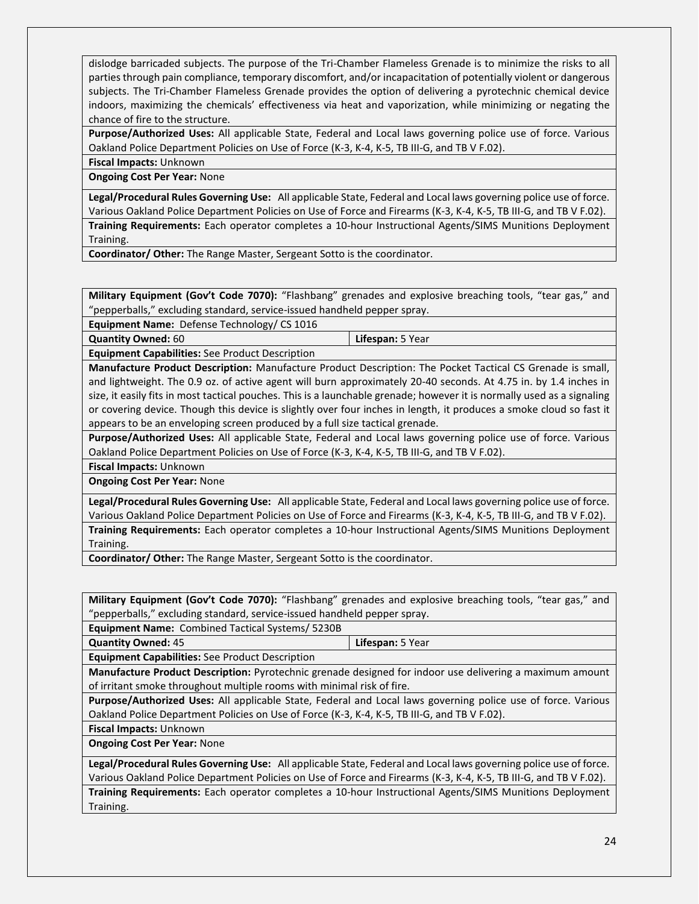dislodge barricaded subjects. The purpose of the Tri-Chamber Flameless Grenade is to minimize the risks to all parties through pain compliance, temporary discomfort, and/or incapacitation of potentially violent or dangerous subjects. The Tri-Chamber Flameless Grenade provides the option of delivering a pyrotechnic chemical device indoors, maximizing the chemicals' effectiveness via heat and vaporization, while minimizing or negating the chance of fire to the structure.

**Purpose/Authorized Uses:** All applicable State, Federal and Local laws governing police use of force. Various Oakland Police Department Policies on Use of Force (K-3, K-4, K-5, TB III-G, and TB V F.02).

**Fiscal Impacts:** Unknown

**Ongoing Cost Per Year:** None

**Legal/Procedural Rules Governing Use:** All applicable State, Federal and Local laws governing police use of force. Various Oakland Police Department Policies on Use of Force and Firearms (K-3, K-4, K-5, TB III-G, and TB V F.02).

**Training Requirements:** Each operator completes a 10-hour Instructional Agents/SIMS Munitions Deployment Training.

**Coordinator/ Other:** The Range Master, Sergeant Sotto is the coordinator.

---

**Military Equipment (Gov't Code 7070):** "Flashbang" grenades and explosive breaching tools, "tear gas," and "pepperballs," excluding standard, service-issued handheld pepper spray.

**Equipment Name:** Defense Technology/ CS 1016

| **Quantity Owned:** 60 | **Lifespan:** 5 Year |
|---|---|

**Equipment Capabilities:** See Product Description

**Manufacture Product Description:** Manufacture Product Description: The Pocket Tactical CS Grenade is small, and lightweight. The 0.9 oz. of active agent will burn approximately 20-40 seconds. At 4.75 in. by 1.4 inches in size, it easily fits in most tactical pouches. This is a launchable grenade; however it is normally used as a signaling or covering device. Though this device is slightly over four inches in length, it produces a smoke cloud so fast it appears to be an enveloping screen produced by a full size tactical grenade.

**Purpose/Authorized Uses:** All applicable State, Federal and Local laws governing police use of force. Various Oakland Police Department Policies on Use of Force (K-3, K-4, K-5, TB III-G, and TB V F.02).

**Fiscal Impacts:** Unknown

**Ongoing Cost Per Year:** None

**Legal/Procedural Rules Governing Use:** All applicable State, Federal and Local laws governing police use of force. Various Oakland Police Department Policies on Use of Force and Firearms (K-3, K-4, K-5, TB III-G, and TB V F.02).

**Training Requirements:** Each operator completes a 10-hour Instructional Agents/SIMS Munitions Deployment Training.

**Coordinator/ Other:** The Range Master, Sergeant Sotto is the coordinator.

---

**Military Equipment (Gov't Code 7070):** "Flashbang" grenades and explosive breaching tools, "tear gas," and "pepperballs," excluding standard, service-issued handheld pepper spray.

**Equipment Name:** Combined Tactical Systems/ 5230B

| **Quantity Owned:** 45 | **Lifespan:** 5 Year |
|---|---|

**Equipment Capabilities:** See Product Description

**Manufacture Product Description:** Pyrotechnic grenade designed for indoor use delivering a maximum amount of irritant smoke throughout multiple rooms with minimal risk of fire.

**Purpose/Authorized Uses:** All applicable State, Federal and Local laws governing police use of force. Various Oakland Police Department Policies on Use of Force (K-3, K-4, K-5, TB III-G, and TB V F.02).

**Fiscal Impacts:** Unknown

**Ongoing Cost Per Year:** None

**Legal/Procedural Rules Governing Use:** All applicable State, Federal and Local laws governing police use of force. Various Oakland Police Department Policies on Use of Force and Firearms (K-3, K-4, K-5, TB III-G, and TB V F.02).

**Training Requirements:** Each operator completes a 10-hour Instructional Agents/SIMS Munitions Deployment Training.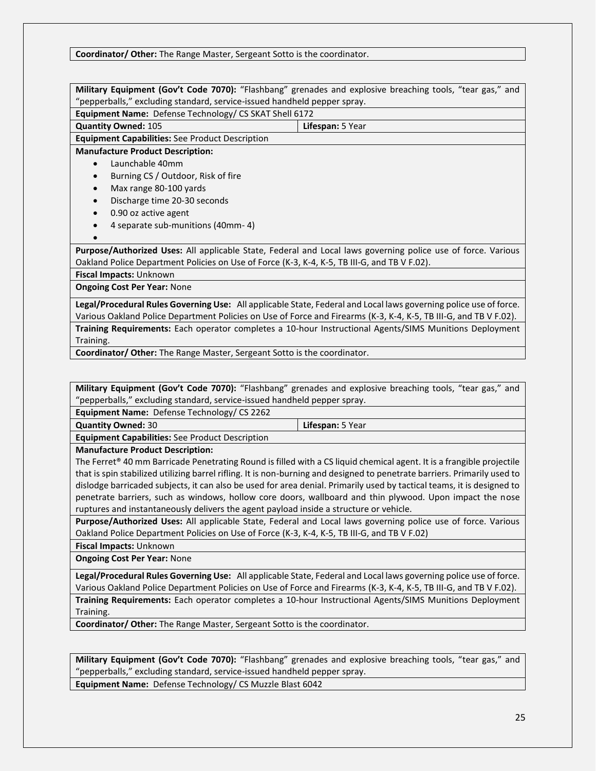| **Coordinator/ Other:** The Range Master, Sergeant Sotto is the coordinator. |
| --- |

| **Military Equipment (Gov't Code 7070):** "Flashbang" grenades and explosive breaching tools, "tear gas," and "pepperballs," excluding standard, service-issued handheld pepper spray. | |
| --- | --- |
| **Equipment Name:** Defense Technology/ CS SKAT Shell 6172 | |
| **Quantity Owned:** 105 | **Lifespan:** 5 Year |
| **Equipment Capabilities:** See Product Description | |
| **Manufacture Product Description:** <br>• Launchable 40mm <br>• Burning CS / Outdoor, Risk of fire <br>• Max range 80-100 yards <br>• Discharge time 20-30 seconds <br>• 0.90 oz active agent <br>• 4 separate sub-munitions (40mm- 4) <br>• | |
| **Purpose/Authorized Uses:** All applicable State, Federal and Local laws governing police use of force. Various Oakland Police Department Policies on Use of Force (K-3, K-4, K-5, TB III-G, and TB V F.02). | |
| **Fiscal Impacts:** Unknown | |
| **Ongoing Cost Per Year:** None | |
| **Legal/Procedural Rules Governing Use:** All applicable State, Federal and Local laws governing police use of force. Various Oakland Police Department Policies on Use of Force and Firearms (K-3, K-4, K-5, TB III-G, and TB V F.02). | |
| **Training Requirements:** Each operator completes a 10-hour Instructional Agents/SIMS Munitions Deployment Training. | |
| **Coordinator/ Other:** The Range Master, Sergeant Sotto is the coordinator. | |

| **Military Equipment (Gov't Code 7070):** "Flashbang" grenades and explosive breaching tools, "tear gas," and "pepperballs," excluding standard, service-issued handheld pepper spray. | |
| --- | --- |
| **Equipment Name:** Defense Technology/ CS 2262 | |
| **Quantity Owned:** 30 | **Lifespan:** 5 Year |
| **Equipment Capabilities:** See Product Description | |
| **Manufacture Product Description:** <br>The Ferret® 40 mm Barricade Penetrating Round is filled with a CS liquid chemical agent. It is a frangible projectile that is spin stabilized utilizing barrel rifling. It is non-burning and designed to penetrate barriers. Primarily used to dislodge barricaded subjects, it can also be used for area denial. Primarily used by tactical teams, it is designed to penetrate barriers, such as windows, hollow core doors, wallboard and thin plywood. Upon impact the nose ruptures and instantaneously delivers the agent payload inside a structure or vehicle. | |
| **Purpose/Authorized Uses:** All applicable State, Federal and Local laws governing police use of force. Various Oakland Police Department Policies on Use of Force (K-3, K-4, K-5, TB III-G, and TB V F.02) | |
| **Fiscal Impacts:** Unknown | |
| **Ongoing Cost Per Year:** None | |
| **Legal/Procedural Rules Governing Use:** All applicable State, Federal and Local laws governing police use of force. Various Oakland Police Department Policies on Use of Force and Firearms (K-3, K-4, K-5, TB III-G, and TB V F.02). | |
| **Training Requirements:** Each operator completes a 10-hour Instructional Agents/SIMS Munitions Deployment Training. | |
| **Coordinator/ Other:** The Range Master, Sergeant Sotto is the coordinator. | |

| **Military Equipment (Gov't Code 7070):** "Flashbang" grenades and explosive breaching tools, "tear gas," and "pepperballs," excluding standard, service-issued handheld pepper spray. |
| --- |
| **Equipment Name:** Defense Technology/ CS Muzzle Blast 6042 |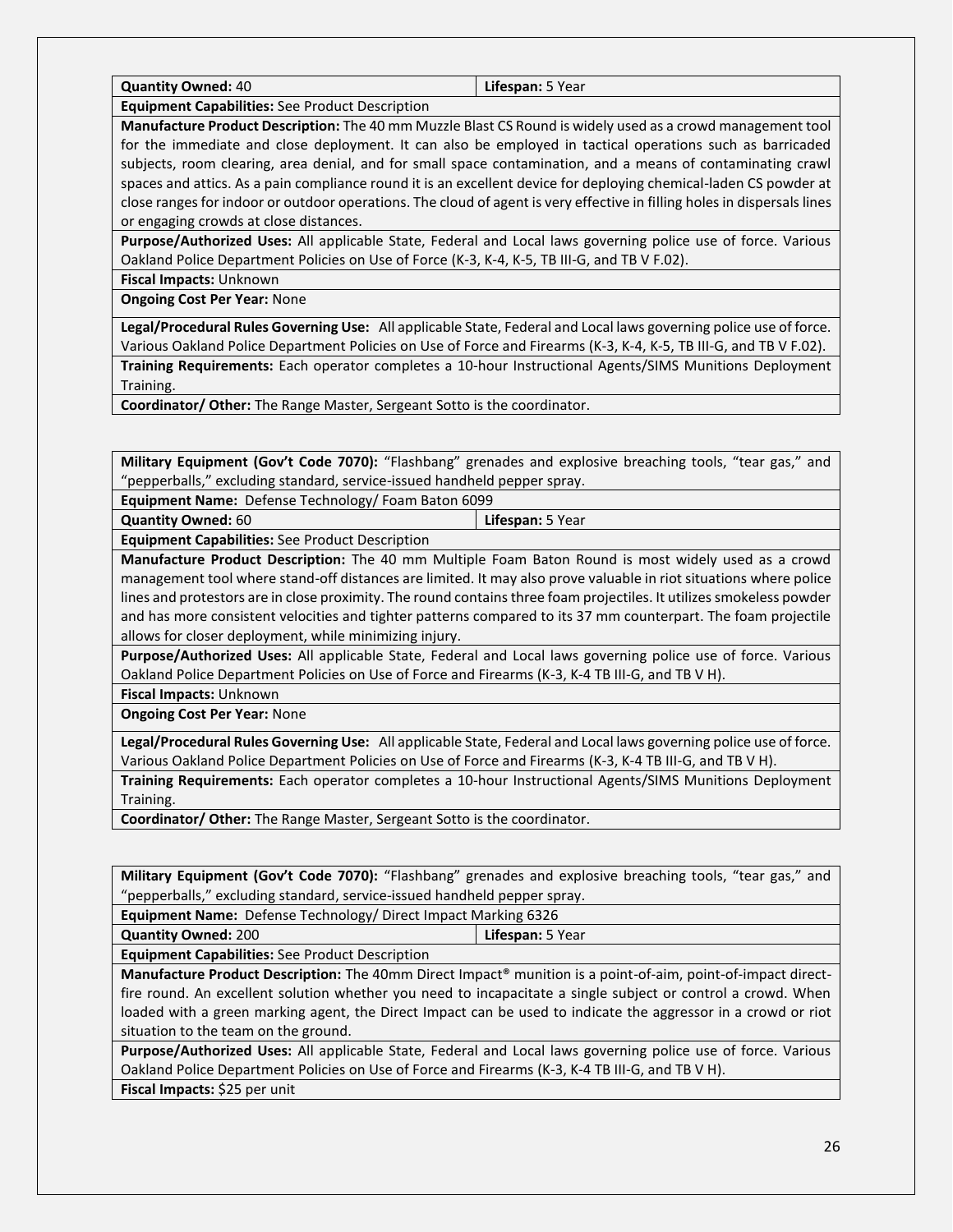| **Quantity Owned:** 40 | **Lifespan:** 5 Year |
|---|---|
| **Equipment Capabilities:** See Product Description | |
| **Manufacture Product Description:** The 40 mm Muzzle Blast CS Round is widely used as a crowd management tool for the immediate and close deployment. It can also be employed in tactical operations such as barricaded subjects, room clearing, area denial, and for small space contamination, and a means of contaminating crawl spaces and attics. As a pain compliance round it is an excellent device for deploying chemical-laden CS powder at close ranges for indoor or outdoor operations. The cloud of agent is very effective in filling holes in dispersals lines or engaging crowds at close distances. | |
| **Purpose/Authorized Uses:** All applicable State, Federal and Local laws governing police use of force. Various Oakland Police Department Policies on Use of Force (K-3, K-4, K-5, TB III-G, and TB V F.02). | |
| **Fiscal Impacts:** Unknown | |
| **Ongoing Cost Per Year:** None | |
| **Legal/Procedural Rules Governing Use:** All applicable State, Federal and Local laws governing police use of force. Various Oakland Police Department Policies on Use of Force and Firearms (K-3, K-4, K-5, TB III-G, and TB V F.02). | |
| **Training Requirements:** Each operator completes a 10-hour Instructional Agents/SIMS Munitions Deployment Training. | |
| **Coordinator/ Other:** The Range Master, Sergeant Sotto is the coordinator. | |

| **Military Equipment (Gov't Code 7070):** "Flashbang" grenades and explosive breaching tools, "tear gas," and "pepperballs," excluding standard, service-issued handheld pepper spray. | |
|---|---|
| **Equipment Name:** Defense Technology/ Foam Baton 6099 | |
| **Quantity Owned:** 60 | **Lifespan:** 5 Year |
| **Equipment Capabilities:** See Product Description | |
| **Manufacture Product Description:** The 40 mm Multiple Foam Baton Round is most widely used as a crowd management tool where stand-off distances are limited. It may also prove valuable in riot situations where police lines and protestors are in close proximity. The round contains three foam projectiles. It utilizes smokeless powder and has more consistent velocities and tighter patterns compared to its 37 mm counterpart. The foam projectile allows for closer deployment, while minimizing injury. | |
| **Purpose/Authorized Uses:** All applicable State, Federal and Local laws governing police use of force. Various Oakland Police Department Policies on Use of Force and Firearms (K-3, K-4 TB III-G, and TB V H). | |
| **Fiscal Impacts:** Unknown | |
| **Ongoing Cost Per Year:** None | |
| **Legal/Procedural Rules Governing Use:** All applicable State, Federal and Local laws governing police use of force. Various Oakland Police Department Policies on Use of Force and Firearms (K-3, K-4 TB III-G, and TB V H). | |
| **Training Requirements:** Each operator completes a 10-hour Instructional Agents/SIMS Munitions Deployment Training. | |
| **Coordinator/ Other:** The Range Master, Sergeant Sotto is the coordinator. | |

| **Military Equipment (Gov't Code 7070):** "Flashbang" grenades and explosive breaching tools, "tear gas," and "pepperballs," excluding standard, service-issued handheld pepper spray. | |
|---|---|
| **Equipment Name:** Defense Technology/ Direct Impact Marking 6326 | |
| **Quantity Owned:** 200 | **Lifespan:** 5 Year |
| **Equipment Capabilities:** See Product Description | |
| **Manufacture Product Description:** The 40mm Direct Impact® munition is a point-of-aim, point-of-impact direct-fire round. An excellent solution whether you need to incapacitate a single subject or control a crowd. When loaded with a green marking agent, the Direct Impact can be used to indicate the aggressor in a crowd or riot situation to the team on the ground. | |
| **Purpose/Authorized Uses:** All applicable State, Federal and Local laws governing police use of force. Various Oakland Police Department Policies on Use of Force and Firearms (K-3, K-4 TB III-G, and TB V H). | |
| **Fiscal Impacts:** $25 per unit | |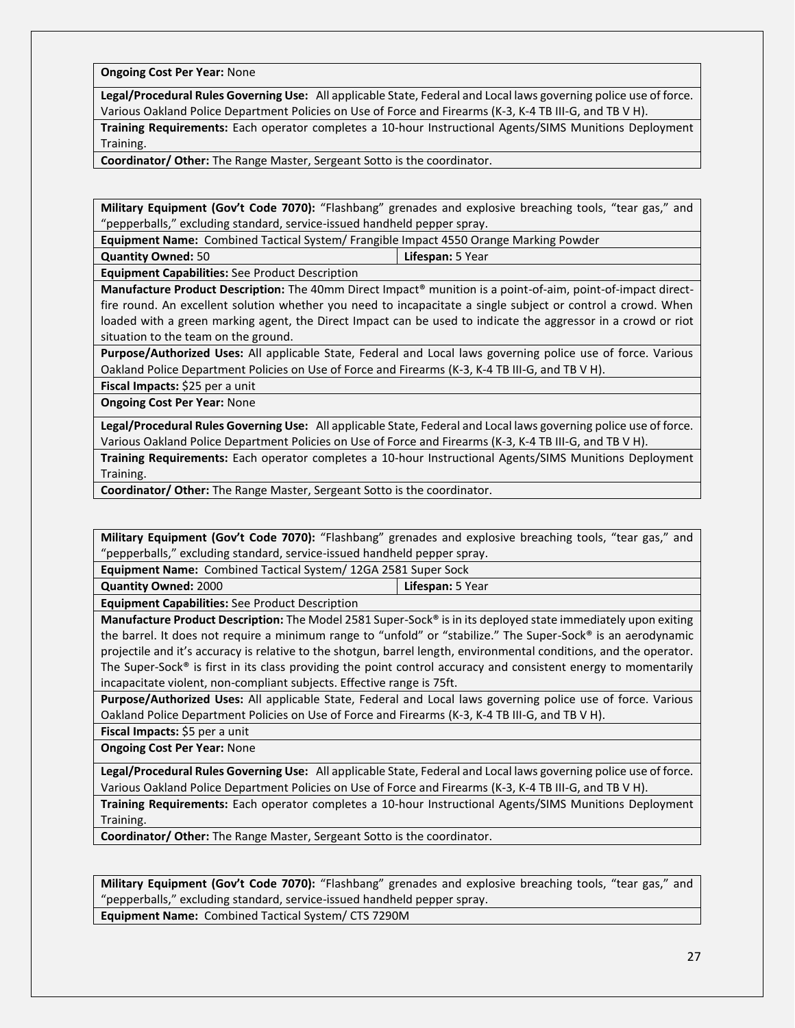| **Ongoing Cost Per Year:** None |
|---|
| **Legal/Procedural Rules Governing Use:** All applicable State, Federal and Local laws governing police use of force. Various Oakland Police Department Policies on Use of Force and Firearms (K-3, K-4 TB III-G, and TB V H). |
| **Training Requirements:** Each operator completes a 10-hour Instructional Agents/SIMS Munitions Deployment Training. |
| **Coordinator/ Other:** The Range Master, Sergeant Sotto is the coordinator. |

| **Military Equipment (Gov't Code 7070):** "Flashbang" grenades and explosive breaching tools, "tear gas," and "pepperballs," excluding standard, service-issued handheld pepper spray. | |
|---|---|
| **Equipment Name:** Combined Tactical System/ Frangible Impact 4550 Orange Marking Powder | |
| **Quantity Owned:** 50 | **Lifespan:** 5 Year |
| **Equipment Capabilities:** See Product Description | |
| **Manufacture Product Description:** The 40mm Direct Impact® munition is a point-of-aim, point-of-impact direct-fire round. An excellent solution whether you need to incapacitate a single subject or control a crowd. When loaded with a green marking agent, the Direct Impact can be used to indicate the aggressor in a crowd or riot situation to the team on the ground. | |
| **Purpose/Authorized Uses:** All applicable State, Federal and Local laws governing police use of force. Various Oakland Police Department Policies on Use of Force and Firearms (K-3, K-4 TB III-G, and TB V H). | |
| **Fiscal Impacts:** $25 per a unit | |
| **Ongoing Cost Per Year:** None | |
| **Legal/Procedural Rules Governing Use:** All applicable State, Federal and Local laws governing police use of force. Various Oakland Police Department Policies on Use of Force and Firearms (K-3, K-4 TB III-G, and TB V H). | |
| **Training Requirements:** Each operator completes a 10-hour Instructional Agents/SIMS Munitions Deployment Training. | |
| **Coordinator/ Other:** The Range Master, Sergeant Sotto is the coordinator. | |

| **Military Equipment (Gov't Code 7070):** "Flashbang" grenades and explosive breaching tools, "tear gas," and "pepperballs," excluding standard, service-issued handheld pepper spray. | |
|---|---|
| **Equipment Name:** Combined Tactical System/ 12GA 2581 Super Sock | |
| **Quantity Owned:** 2000 | **Lifespan:** 5 Year |
| **Equipment Capabilities:** See Product Description | |
| **Manufacture Product Description:** The Model 2581 Super-Sock® is in its deployed state immediately upon exiting the barrel. It does not require a minimum range to "unfold" or "stabilize." The Super-Sock® is an aerodynamic projectile and it's accuracy is relative to the shotgun, barrel length, environmental conditions, and the operator. The Super-Sock® is first in its class providing the point control accuracy and consistent energy to momentarily incapacitate violent, non-compliant subjects. Effective range is 75ft. | |
| **Purpose/Authorized Uses:** All applicable State, Federal and Local laws governing police use of force. Various Oakland Police Department Policies on Use of Force and Firearms (K-3, K-4 TB III-G, and TB V H). | |
| **Fiscal Impacts:** $5 per a unit | |
| **Ongoing Cost Per Year:** None | |
| **Legal/Procedural Rules Governing Use:** All applicable State, Federal and Local laws governing police use of force. Various Oakland Police Department Policies on Use of Force and Firearms (K-3, K-4 TB III-G, and TB V H). | |
| **Training Requirements:** Each operator completes a 10-hour Instructional Agents/SIMS Munitions Deployment Training. | |
| **Coordinator/ Other:** The Range Master, Sergeant Sotto is the coordinator. | |

| **Military Equipment (Gov't Code 7070):** "Flashbang" grenades and explosive breaching tools, "tear gas," and "pepperballs," excluding standard, service-issued handheld pepper spray. |
|---|
| **Equipment Name:** Combined Tactical System/ CTS 7290M |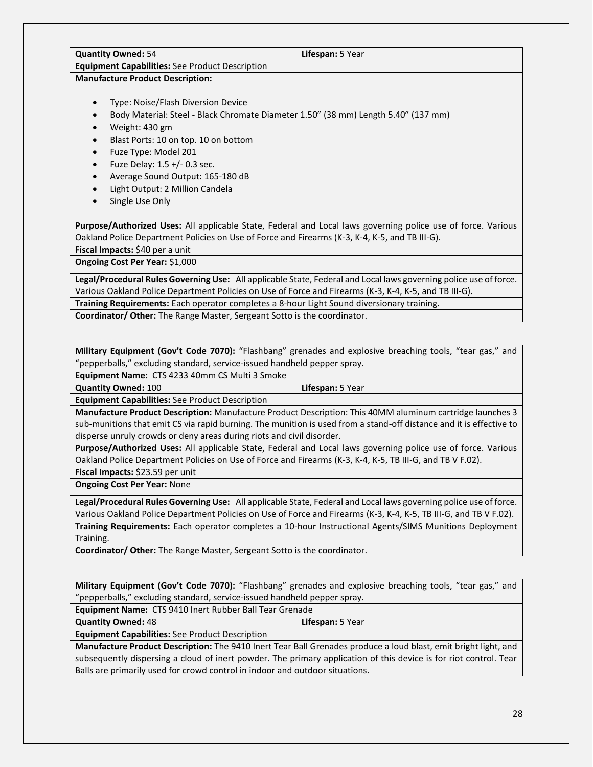| **Quantity Owned:** 54 | **Lifespan:** 5 Year |
|---|---|
| **Equipment Capabilities:** See Product Description | |
| **Manufacture Product Description:**<br><br>• Type: Noise/Flash Diversion Device<br>• Body Material: Steel - Black Chromate Diameter 1.50" (38 mm) Length 5.40" (137 mm)<br>• Weight: 430 gm<br>• Blast Ports: 10 on top. 10 on bottom<br>• Fuze Type: Model 201<br>• Fuze Delay: 1.5 +/- 0.3 sec.<br>• Average Sound Output: 165-180 dB<br>• Light Output: 2 Million Candela<br>• Single Use Only | |
| **Purpose/Authorized Uses:** All applicable State, Federal and Local laws governing police use of force. Various Oakland Police Department Policies on Use of Force and Firearms (K-3, K-4, K-5, and TB III-G). | |
| **Fiscal Impacts:** $40 per a unit | |
| **Ongoing Cost Per Year:** $1,000 | |
| **Legal/Procedural Rules Governing Use:** All applicable State, Federal and Local laws governing police use of force. Various Oakland Police Department Policies on Use of Force and Firearms (K-3, K-4, K-5, and TB III-G). | |
| **Training Requirements:** Each operator completes a 8-hour Light Sound diversionary training. | |
| **Coordinator/ Other:** The Range Master, Sergeant Sotto is the coordinator. | |

| **Military Equipment (Gov't Code 7070):** "Flashbang" grenades and explosive breaching tools, "tear gas," and "pepperballs," excluding standard, service-issued handheld pepper spray. | |
|---|---|
| **Equipment Name:** CTS 4233 40mm CS Multi 3 Smoke | |
| **Quantity Owned:** 100 | **Lifespan:** 5 Year |
| **Equipment Capabilities:** See Product Description | |
| **Manufacture Product Description:** Manufacture Product Description: This 40MM aluminum cartridge launches 3 sub-munitions that emit CS via rapid burning. The munition is used from a stand-off distance and it is effective to disperse unruly crowds or deny areas during riots and civil disorder. | |
| **Purpose/Authorized Uses:** All applicable State, Federal and Local laws governing police use of force. Various Oakland Police Department Policies on Use of Force and Firearms (K-3, K-4, K-5, TB III-G, and TB V F.02). | |
| **Fiscal Impacts:** $23.59 per unit | |
| **Ongoing Cost Per Year:** None | |
| **Legal/Procedural Rules Governing Use:** All applicable State, Federal and Local laws governing police use of force. Various Oakland Police Department Policies on Use of Force and Firearms (K-3, K-4, K-5, TB III-G, and TB V F.02). | |
| **Training Requirements:** Each operator completes a 10-hour Instructional Agents/SIMS Munitions Deployment Training. | |
| **Coordinator/ Other:** The Range Master, Sergeant Sotto is the coordinator. | |

| **Military Equipment (Gov't Code 7070):** "Flashbang" grenades and explosive breaching tools, "tear gas," and "pepperballs," excluding standard, service-issued handheld pepper spray. | |
|---|---|
| **Equipment Name:** CTS 9410 Inert Rubber Ball Tear Grenade | |
| **Quantity Owned:** 48 | **Lifespan:** 5 Year |
| **Equipment Capabilities:** See Product Description | |
| **Manufacture Product Description:** The 9410 Inert Tear Ball Grenades produce a loud blast, emit bright light, and subsequently dispersing a cloud of inert powder. The primary application of this device is for riot control. Tear Balls are primarily used for crowd control in indoor and outdoor situations. | |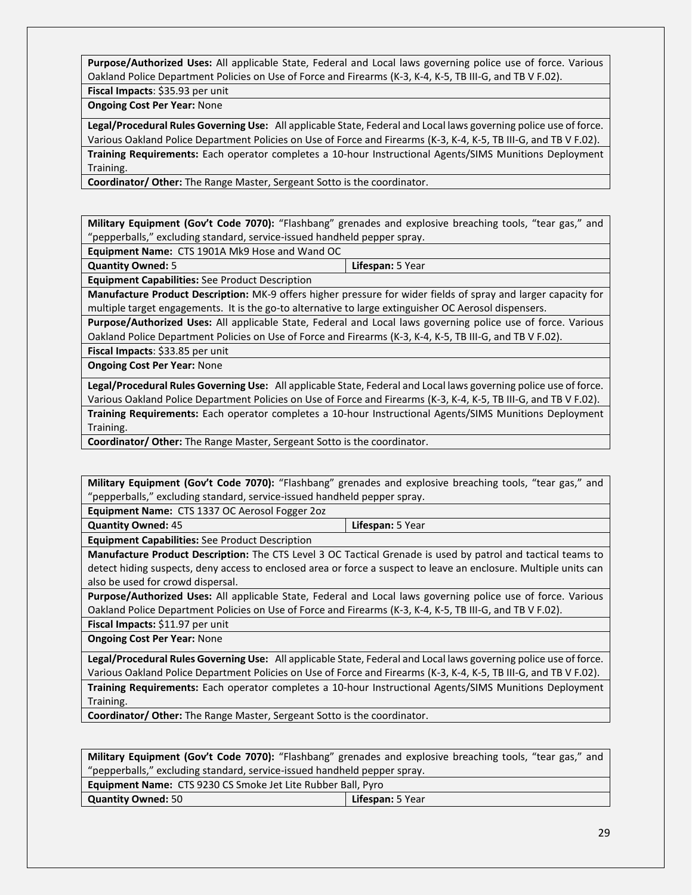| | |
|---|---|
| **Purpose/Authorized Uses:** All applicable State, Federal and Local laws governing police use of force. Various Oakland Police Department Policies on Use of Force and Firearms (K-3, K-4, K-5, TB III-G, and TB V F.02). | |
| **Fiscal Impacts**: $35.93 per unit | |
| **Ongoing Cost Per Year:** None | |
| **Legal/Procedural Rules Governing Use:** All applicable State, Federal and Local laws governing police use of force. Various Oakland Police Department Policies on Use of Force and Firearms (K-3, K-4, K-5, TB III-G, and TB V F.02). | |
| **Training Requirements:** Each operator completes a 10-hour Instructional Agents/SIMS Munitions Deployment Training. | |
| **Coordinator/ Other:** The Range Master, Sergeant Sotto is the coordinator. | |

| | |
|---|---|
| **Military Equipment (Gov't Code 7070):** "Flashbang" grenades and explosive breaching tools, "tear gas," and "pepperballs," excluding standard, service-issued handheld pepper spray. | |
| **Equipment Name:** CTS 1901A Mk9 Hose and Wand OC | |
| **Quantity Owned:** 5 | **Lifespan:** 5 Year |
| **Equipment Capabilities:** See Product Description | |
| **Manufacture Product Description:** MK-9 offers higher pressure for wider fields of spray and larger capacity for multiple target engagements. It is the go-to alternative to large extinguisher OC Aerosol dispensers. | |
| **Purpose/Authorized Uses:** All applicable State, Federal and Local laws governing police use of force. Various Oakland Police Department Policies on Use of Force and Firearms (K-3, K-4, K-5, TB III-G, and TB V F.02). | |
| **Fiscal Impacts**: $33.85 per unit | |
| **Ongoing Cost Per Year:** None | |
| **Legal/Procedural Rules Governing Use:** All applicable State, Federal and Local laws governing police use of force. Various Oakland Police Department Policies on Use of Force and Firearms (K-3, K-4, K-5, TB III-G, and TB V F.02). | |
| **Training Requirements:** Each operator completes a 10-hour Instructional Agents/SIMS Munitions Deployment Training. | |
| **Coordinator/ Other:** The Range Master, Sergeant Sotto is the coordinator. | |

| | |
|---|---|
| **Military Equipment (Gov't Code 7070):** "Flashbang" grenades and explosive breaching tools, "tear gas," and "pepperballs," excluding standard, service-issued handheld pepper spray. | |
| **Equipment Name:** CTS 1337 OC Aerosol Fogger 2oz | |
| **Quantity Owned:** 45 | **Lifespan:** 5 Year |
| **Equipment Capabilities:** See Product Description | |
| **Manufacture Product Description:** The CTS Level 3 OC Tactical Grenade is used by patrol and tactical teams to detect hiding suspects, deny access to enclosed area or force a suspect to leave an enclosure. Multiple units can also be used for crowd dispersal. | |
| **Purpose/Authorized Uses:** All applicable State, Federal and Local laws governing police use of force. Various Oakland Police Department Policies on Use of Force and Firearms (K-3, K-4, K-5, TB III-G, and TB V F.02). | |
| **Fiscal Impacts:** $11.97 per unit | |
| **Ongoing Cost Per Year:** None | |
| **Legal/Procedural Rules Governing Use:** All applicable State, Federal and Local laws governing police use of force. Various Oakland Police Department Policies on Use of Force and Firearms (K-3, K-4, K-5, TB III-G, and TB V F.02). | |
| **Training Requirements:** Each operator completes a 10-hour Instructional Agents/SIMS Munitions Deployment Training. | |
| **Coordinator/ Other:** The Range Master, Sergeant Sotto is the coordinator. | |

| | |
|---|---|
| **Military Equipment (Gov't Code 7070):** "Flashbang" grenades and explosive breaching tools, "tear gas," and "pepperballs," excluding standard, service-issued handheld pepper spray. | |
| **Equipment Name:** CTS 9230 CS Smoke Jet Lite Rubber Ball, Pyro | |
| **Quantity Owned:** 50 | **Lifespan:** 5 Year |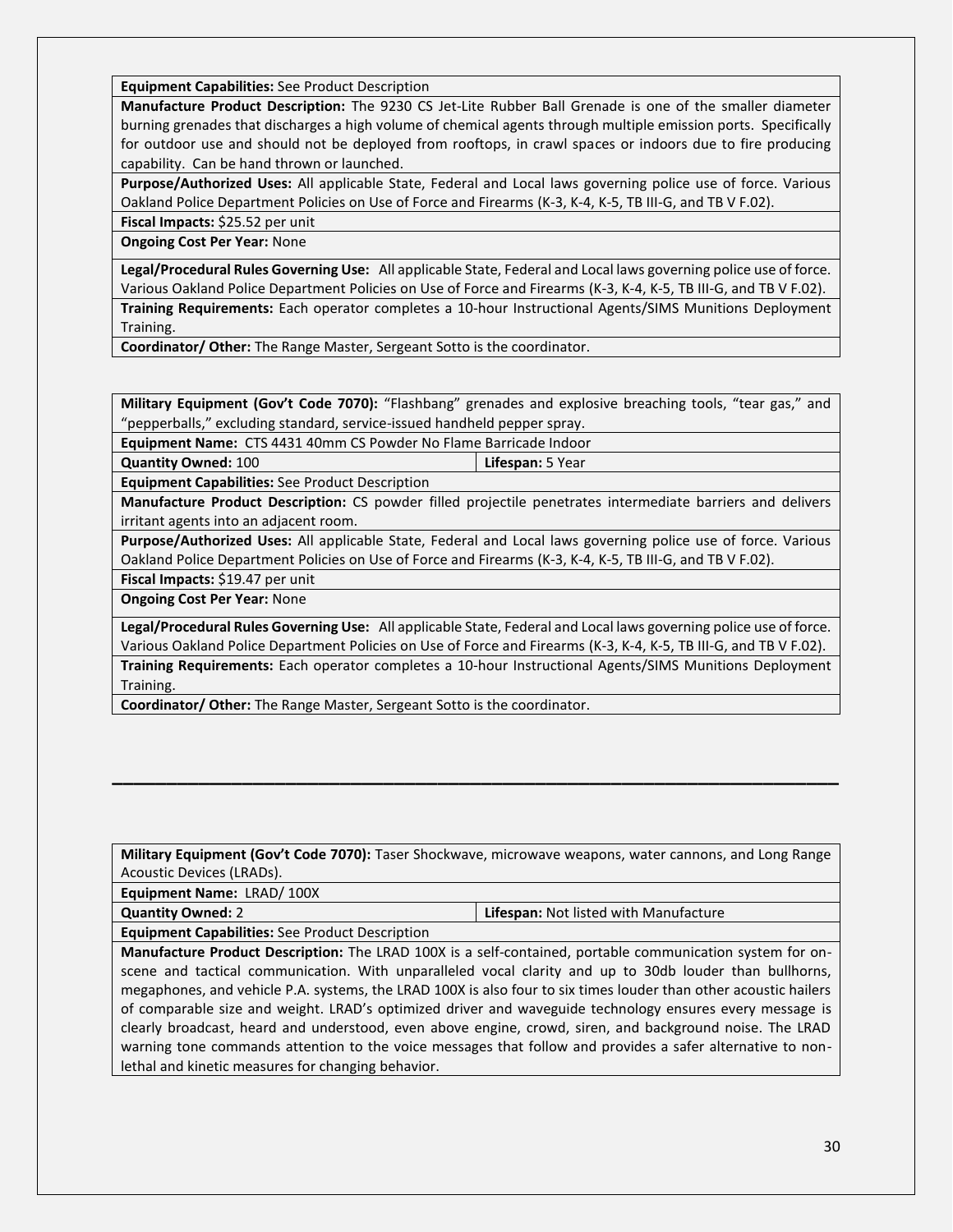| **Equipment Capabilities:** See Product Description | |
|---|---|
| **Manufacture Product Description:** The 9230 CS Jet-Lite Rubber Ball Grenade is one of the smaller diameter burning grenades that discharges a high volume of chemical agents through multiple emission ports. Specifically for outdoor use and should not be deployed from rooftops, in crawl spaces or indoors due to fire producing capability. Can be hand thrown or launched. | |
| **Purpose/Authorized Uses:** All applicable State, Federal and Local laws governing police use of force. Various Oakland Police Department Policies on Use of Force and Firearms (K-3, K-4, K-5, TB III-G, and TB V F.02). | |
| **Fiscal Impacts:** $25.52 per unit | |
| **Ongoing Cost Per Year:** None | |
| **Legal/Procedural Rules Governing Use:** All applicable State, Federal and Local laws governing police use of force. Various Oakland Police Department Policies on Use of Force and Firearms (K-3, K-4, K-5, TB III-G, and TB V F.02). | |
| **Training Requirements:** Each operator completes a 10-hour Instructional Agents/SIMS Munitions Deployment Training. | |
| **Coordinator/ Other:** The Range Master, Sergeant Sotto is the coordinator. | |

| **Military Equipment (Gov't Code 7070):** "Flashbang" grenades and explosive breaching tools, "tear gas," and "pepperballs," excluding standard, service-issued handheld pepper spray. | |
|---|---|
| **Equipment Name:** CTS 4431 40mm CS Powder No Flame Barricade Indoor | |
| **Quantity Owned:** 100 | **Lifespan:** 5 Year |
| **Equipment Capabilities:** See Product Description | |
| **Manufacture Product Description:** CS powder filled projectile penetrates intermediate barriers and delivers irritant agents into an adjacent room. | |
| **Purpose/Authorized Uses:** All applicable State, Federal and Local laws governing police use of force. Various Oakland Police Department Policies on Use of Force and Firearms (K-3, K-4, K-5, TB III-G, and TB V F.02). | |
| **Fiscal Impacts:** $19.47 per unit | |
| **Ongoing Cost Per Year:** None | |
| **Legal/Procedural Rules Governing Use:** All applicable State, Federal and Local laws governing police use of force. Various Oakland Police Department Policies on Use of Force and Firearms (K-3, K-4, K-5, TB III-G, and TB V F.02). | |
| **Training Requirements:** Each operator completes a 10-hour Instructional Agents/SIMS Munitions Deployment Training. | |
| **Coordinator/ Other:** The Range Master, Sergeant Sotto is the coordinator. | |

---

| **Military Equipment (Gov't Code 7070):** Taser Shockwave, microwave weapons, water cannons, and Long Range Acoustic Devices (LRADs). | |
|---|---|
| **Equipment Name:** LRAD/ 100X | |
| **Quantity Owned:** 2 | **Lifespan:** Not listed with Manufacture |
| **Equipment Capabilities:** See Product Description | |
| **Manufacture Product Description:** The LRAD 100X is a self-contained, portable communication system for on-scene and tactical communication. With unparalleled vocal clarity and up to 30db louder than bullhorns, megaphones, and vehicle P.A. systems, the LRAD 100X is also four to six times louder than other acoustic hailers of comparable size and weight. LRAD's optimized driver and waveguide technology ensures every message is clearly broadcast, heard and understood, even above engine, crowd, siren, and background noise. The LRAD warning tone commands attention to the voice messages that follow and provides a safer alternative to non-lethal and kinetic measures for changing behavior. | |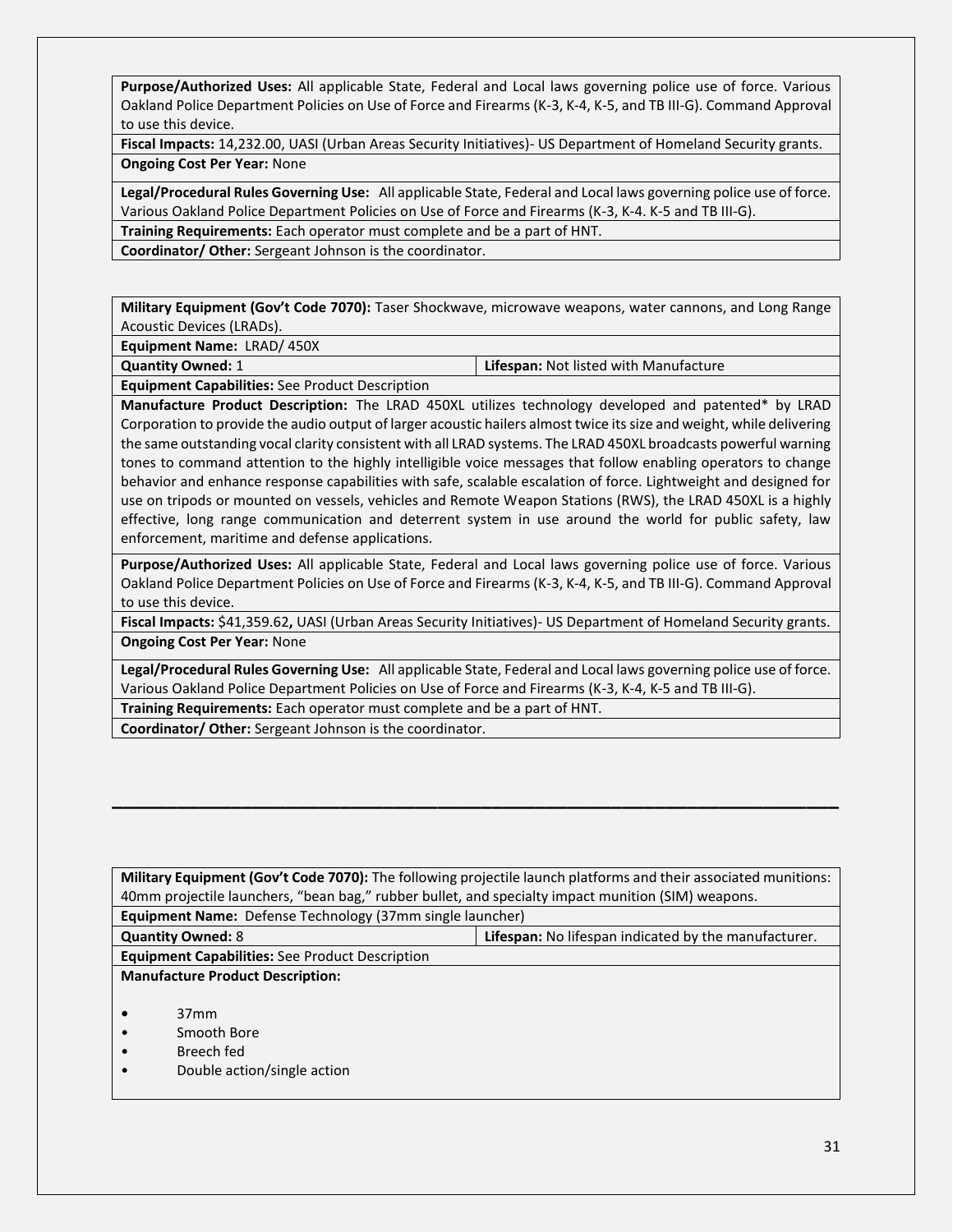| | |
|---|---|
| **Purpose/Authorized Uses:** All applicable State, Federal and Local laws governing police use of force. Various Oakland Police Department Policies on Use of Force and Firearms (K-3, K-4, K-5, and TB III-G). Command Approval to use this device. | |
| **Fiscal Impacts:** 14,232.00, UASI (Urban Areas Security Initiatives)- US Department of Homeland Security grants. | |
| **Ongoing Cost Per Year:** None | |
| **Legal/Procedural Rules Governing Use:** All applicable State, Federal and Local laws governing police use of force. Various Oakland Police Department Policies on Use of Force and Firearms (K-3, K-4. K-5 and TB III-G). | |
| **Training Requirements:** Each operator must complete and be a part of HNT. | |
| **Coordinator/ Other:** Sergeant Johnson is the coordinator. | |

| | |
|---|---|
| **Military Equipment (Gov't Code 7070):** Taser Shockwave, microwave weapons, water cannons, and Long Range Acoustic Devices (LRADs). | |
| **Equipment Name:** LRAD/ 450X | |
| **Quantity Owned:** 1 | **Lifespan:** Not listed with Manufacture |
| **Equipment Capabilities:** See Product Description | |
| **Manufacture Product Description:** The LRAD 450XL utilizes technology developed and patented* by LRAD Corporation to provide the audio output of larger acoustic hailers almost twice its size and weight, while delivering the same outstanding vocal clarity consistent with all LRAD systems. The LRAD 450XL broadcasts powerful warning tones to command attention to the highly intelligible voice messages that follow enabling operators to change behavior and enhance response capabilities with safe, scalable escalation of force. Lightweight and designed for use on tripods or mounted on vessels, vehicles and Remote Weapon Stations (RWS), the LRAD 450XL is a highly effective, long range communication and deterrent system in use around the world for public safety, law enforcement, maritime and defense applications. | |
| **Purpose/Authorized Uses:** All applicable State, Federal and Local laws governing police use of force. Various Oakland Police Department Policies on Use of Force and Firearms (K-3, K-4, K-5, and TB III-G). Command Approval to use this device. | |
| **Fiscal Impacts:** $41,359.62**,** UASI (Urban Areas Security Initiatives)- US Department of Homeland Security grants. | |
| **Ongoing Cost Per Year:** None | |
| **Legal/Procedural Rules Governing Use:** All applicable State, Federal and Local laws governing police use of force. Various Oakland Police Department Policies on Use of Force and Firearms (K-3, K-4, K-5 and TB III-G). | |
| **Training Requirements:** Each operator must complete and be a part of HNT. | |
| **Coordinator/ Other:** Sergeant Johnson is the coordinator. | |

---

| | |
|---|---|
| **Military Equipment (Gov't Code 7070):** The following projectile launch platforms and their associated munitions: 40mm projectile launchers, "bean bag," rubber bullet, and specialty impact munition (SIM) weapons. | |
| **Equipment Name:** Defense Technology (37mm single launcher) | |
| **Quantity Owned:** 8 | **Lifespan:** No lifespan indicated by the manufacturer. |
| **Equipment Capabilities:** See Product Description | |
| **Manufacture Product Description:**<br>• 37mm<br>• Smooth Bore<br>• Breech fed<br>• Double action/single action | |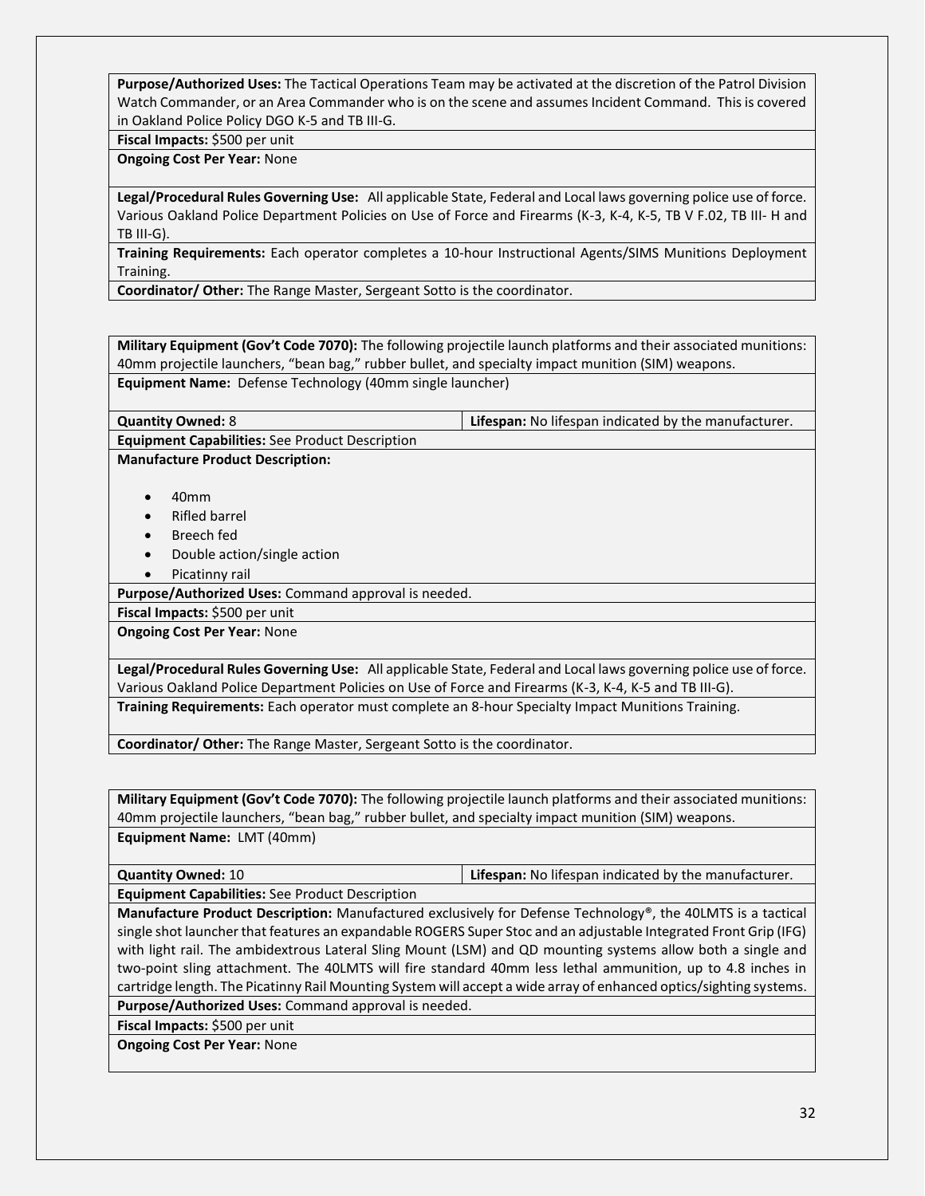**Purpose/Authorized Uses:** The Tactical Operations Team may be activated at the discretion of the Patrol Division Watch Commander, or an Area Commander who is on the scene and assumes Incident Command. This is covered in Oakland Police Policy DGO K-5 and TB III-G.

**Fiscal Impacts:** $500 per unit

**Ongoing Cost Per Year:** None

**Legal/Procedural Rules Governing Use:** All applicable State, Federal and Local laws governing police use of force. Various Oakland Police Department Policies on Use of Force and Firearms (K-3, K-4, K-5, TB V F.02, TB III- H and TB III-G).

**Training Requirements:** Each operator completes a 10-hour Instructional Agents/SIMS Munitions Deployment Training.

**Coordinator/ Other:** The Range Master, Sergeant Sotto is the coordinator.

---

**Military Equipment (Gov't Code 7070):** The following projectile launch platforms and their associated munitions: 40mm projectile launchers, "bean bag," rubber bullet, and specialty impact munition (SIM) weapons.

**Equipment Name:** Defense Technology (40mm single launcher)

| **Quantity Owned:** 8 | **Lifespan:** No lifespan indicated by the manufacturer. |
|---|---|

**Equipment Capabilities:** See Product Description

**Manufacture Product Description:**

- 40mm
- Rifled barrel
- Breech fed
- Double action/single action
- Picatinny rail

**Purpose/Authorized Uses:** Command approval is needed.

**Fiscal Impacts:** $500 per unit

**Ongoing Cost Per Year:** None

**Legal/Procedural Rules Governing Use:** All applicable State, Federal and Local laws governing police use of force. Various Oakland Police Department Policies on Use of Force and Firearms (K-3, K-4, K-5 and TB III-G).

**Training Requirements:** Each operator must complete an 8-hour Specialty Impact Munitions Training.

**Coordinator/ Other:** The Range Master, Sergeant Sotto is the coordinator.

---

**Military Equipment (Gov't Code 7070):** The following projectile launch platforms and their associated munitions: 40mm projectile launchers, "bean bag," rubber bullet, and specialty impact munition (SIM) weapons.

**Equipment Name:** LMT (40mm)

| **Quantity Owned:** 10 | **Lifespan:** No lifespan indicated by the manufacturer. |
|---|---|

**Equipment Capabilities:** See Product Description

**Manufacture Product Description:** Manufactured exclusively for Defense Technology®, the 40LMTS is a tactical single shot launcher that features an expandable ROGERS Super Stoc and an adjustable Integrated Front Grip (IFG) with light rail. The ambidextrous Lateral Sling Mount (LSM) and QD mounting systems allow both a single and two-point sling attachment. The 40LMTS will fire standard 40mm less lethal ammunition, up to 4.8 inches in cartridge length. The Picatinny Rail Mounting System will accept a wide array of enhanced optics/sighting systems.

**Purpose/Authorized Uses:** Command approval is needed.

**Fiscal Impacts:** $500 per unit

**Ongoing Cost Per Year:** None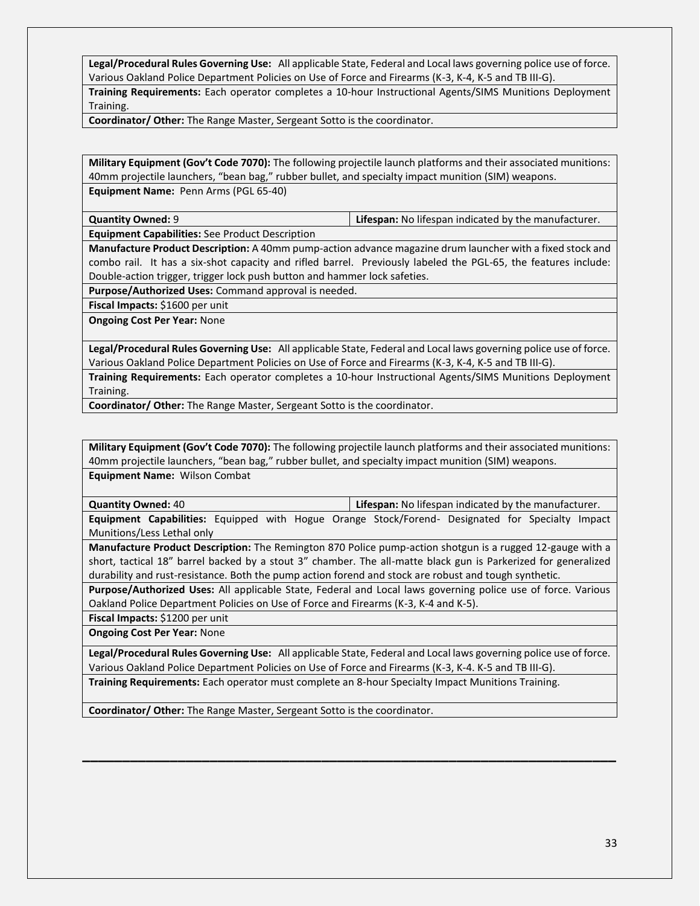| | |
|---|---|
| **Legal/Procedural Rules Governing Use:** All applicable State, Federal and Local laws governing police use of force. Various Oakland Police Department Policies on Use of Force and Firearms (K-3, K-4, K-5 and TB III-G). | |
| **Training Requirements:** Each operator completes a 10-hour Instructional Agents/SIMS Munitions Deployment Training. | |
| **Coordinator/ Other:** The Range Master, Sergeant Sotto is the coordinator. | |

| | |
|---|---|
| **Military Equipment (Gov't Code 7070):** The following projectile launch platforms and their associated munitions: 40mm projectile launchers, "bean bag," rubber bullet, and specialty impact munition (SIM) weapons. | |
| **Equipment Name:** Penn Arms (PGL 65-40) | |
| **Quantity Owned:** 9 | **Lifespan:** No lifespan indicated by the manufacturer. |
| **Equipment Capabilities:** See Product Description | |
| **Manufacture Product Description:** A 40mm pump-action advance magazine drum launcher with a fixed stock and combo rail. It has a six-shot capacity and rifled barrel. Previously labeled the PGL-65, the features include: Double-action trigger, trigger lock push button and hammer lock safeties. | |
| **Purpose/Authorized Uses:** Command approval is needed. | |
| **Fiscal Impacts:** $1600 per unit | |
| **Ongoing Cost Per Year:** None | |
| **Legal/Procedural Rules Governing Use:** All applicable State, Federal and Local laws governing police use of force. Various Oakland Police Department Policies on Use of Force and Firearms (K-3, K-4, K-5 and TB III-G). | |
| **Training Requirements:** Each operator completes a 10-hour Instructional Agents/SIMS Munitions Deployment Training. | |
| **Coordinator/ Other:** The Range Master, Sergeant Sotto is the coordinator. | |

| | |
|---|---|
| **Military Equipment (Gov't Code 7070):** The following projectile launch platforms and their associated munitions: 40mm projectile launchers, "bean bag," rubber bullet, and specialty impact munition (SIM) weapons. | |
| **Equipment Name:** Wilson Combat | |
| **Quantity Owned:** 40 | **Lifespan:** No lifespan indicated by the manufacturer. |
| **Equipment Capabilities:** Equipped with Hogue Orange Stock/Forend- Designated for Specialty Impact Munitions/Less Lethal only | |
| **Manufacture Product Description:** The Remington 870 Police pump-action shotgun is a rugged 12-gauge with a short, tactical 18" barrel backed by a stout 3" chamber. The all-matte black gun is Parkerized for generalized durability and rust-resistance. Both the pump action forend and stock are robust and tough synthetic. | |
| **Purpose/Authorized Uses:** All applicable State, Federal and Local laws governing police use of force. Various Oakland Police Department Policies on Use of Force and Firearms (K-3, K-4 and K-5). | |
| **Fiscal Impacts:** $1200 per unit | |
| **Ongoing Cost Per Year:** None | |
| **Legal/Procedural Rules Governing Use:** All applicable State, Federal and Local laws governing police use of force. Various Oakland Police Department Policies on Use of Force and Firearms (K-3, K-4. K-5 and TB III-G). | |
| **Training Requirements:** Each operator must complete an 8-hour Specialty Impact Munitions Training. | |
| **Coordinator/ Other:** The Range Master, Sergeant Sotto is the coordinator. | |

---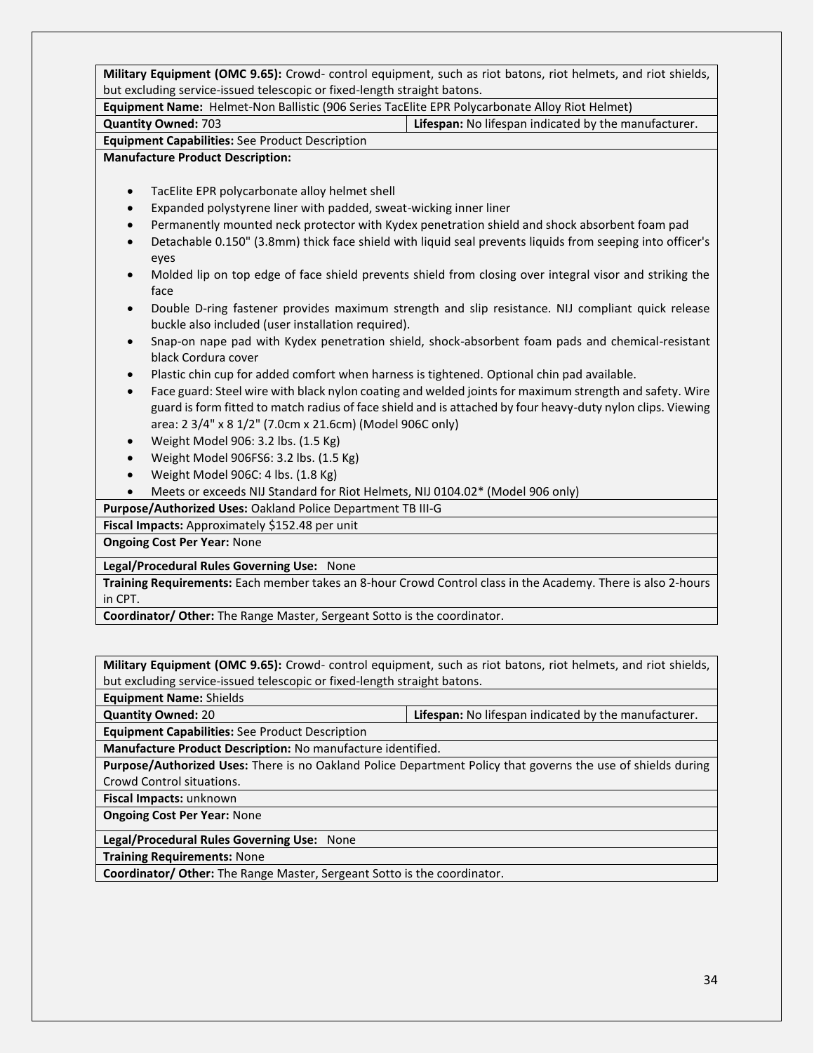| | |
|---|---|
| **Military Equipment (OMC 9.65):** Crowd- control equipment, such as riot batons, riot helmets, and riot shields, but excluding service-issued telescopic or fixed-length straight batons. | |
| **Equipment Name:** Helmet-Non Ballistic (906 Series TacElite EPR Polycarbonate Alloy Riot Helmet) | |
| **Quantity Owned:** 703 | **Lifespan:** No lifespan indicated by the manufacturer. |
| **Equipment Capabilities:** See Product Description | |
| **Manufacture Product Description:**<br>• TacElite EPR polycarbonate alloy helmet shell<br>• Expanded polystyrene liner with padded, sweat-wicking inner liner<br>• Permanently mounted neck protector with Kydex penetration shield and shock absorbent foam pad<br>• Detachable 0.150" (3.8mm) thick face shield with liquid seal prevents liquids from seeping into officer's eyes<br>• Molded lip on top edge of face shield prevents shield from closing over integral visor and striking the face<br>• Double D-ring fastener provides maximum strength and slip resistance. NIJ compliant quick release buckle also included (user installation required).<br>• Snap-on nape pad with Kydex penetration shield, shock-absorbent foam pads and chemical-resistant black Cordura cover<br>• Plastic chin cup for added comfort when harness is tightened. Optional chin pad available.<br>• Face guard: Steel wire with black nylon coating and welded joints for maximum strength and safety. Wire guard is form fitted to match radius of face shield and is attached by four heavy-duty nylon clips. Viewing area: 2 3/4" x 8 1/2" (7.0cm x 21.6cm) (Model 906C only)<br>• Weight Model 906: 3.2 lbs. (1.5 Kg)<br>• Weight Model 906FS6: 3.2 lbs. (1.5 Kg)<br>• Weight Model 906C: 4 lbs. (1.8 Kg)<br>• Meets or exceeds NIJ Standard for Riot Helmets, NIJ 0104.02* (Model 906 only) | |
| **Purpose/Authorized Uses:** Oakland Police Department TB III-G | |
| **Fiscal Impacts:** Approximately $152.48 per unit | |
| **Ongoing Cost Per Year:** None | |
| **Legal/Procedural Rules Governing Use:** None | |
| **Training Requirements:** Each member takes an 8-hour Crowd Control class in the Academy. There is also 2-hours in CPT. | |
| **Coordinator/ Other:** The Range Master, Sergeant Sotto is the coordinator. | |

| | |
|---|---|
| **Military Equipment (OMC 9.65):** Crowd- control equipment, such as riot batons, riot helmets, and riot shields, but excluding service-issued telescopic or fixed-length straight batons. | |
| **Equipment Name:** Shields | |
| **Quantity Owned:** 20 | **Lifespan:** No lifespan indicated by the manufacturer. |
| **Equipment Capabilities:** See Product Description | |
| **Manufacture Product Description:** No manufacture identified. | |
| **Purpose/Authorized Uses:** There is no Oakland Police Department Policy that governs the use of shields during Crowd Control situations. | |
| **Fiscal Impacts:** unknown | |
| **Ongoing Cost Per Year:** None | |
| **Legal/Procedural Rules Governing Use:** None | |
| **Training Requirements:** None | |
| **Coordinator/ Other:** The Range Master, Sergeant Sotto is the coordinator. | |